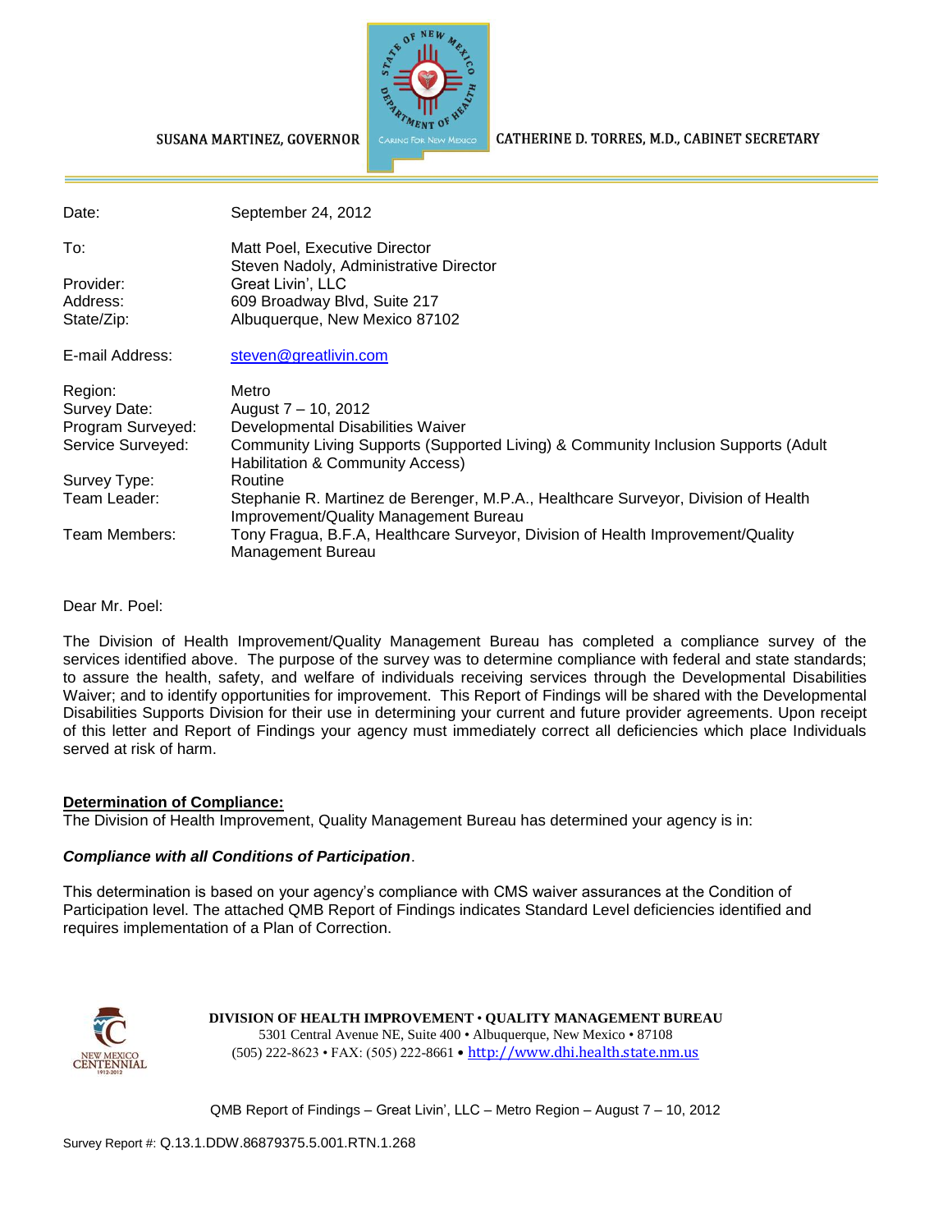SUSANA MARTINEZ, GOVERNOR

CATHERINE D. TORRES, M.D., CABINET SECRETARY

| | |
|---|---|
| Date: | September 24, 2012 |
| To: | Matt Poel, Executive Director<br>Steven Nadoly, Administrative Director |
| Provider: | Great Livin', LLC |
| Address: | 609 Broadway Blvd, Suite 217 |
| State/Zip: | Albuquerque, New Mexico 87102 |
| E-mail Address: | steven@greatlivin.com |
| Region: | Metro |
| Survey Date: | August 7 – 10, 2012 |
| Program Surveyed: | Developmental Disabilities Waiver |
| Service Surveyed: | Community Living Supports (Supported Living) & Community Inclusion Supports (Adult Habilitation & Community Access) |
| Survey Type: | Routine |
| Team Leader: | Stephanie R. Martinez de Berenger, M.P.A., Healthcare Surveyor, Division of Health Improvement/Quality Management Bureau |
| Team Members: | Tony Fragua, B.F.A, Healthcare Surveyor, Division of Health Improvement/Quality Management Bureau |

Dear Mr. Poel:

The Division of Health Improvement/Quality Management Bureau has completed a compliance survey of the services identified above. The purpose of the survey was to determine compliance with federal and state standards; to assure the health, safety, and welfare of individuals receiving services through the Developmental Disabilities Waiver; and to identify opportunities for improvement. This Report of Findings will be shared with the Developmental Disabilities Supports Division for their use in determining your current and future provider agreements. Upon receipt of this letter and Report of Findings your agency must immediately correct all deficiencies which place Individuals served at risk of harm.

**Determination of Compliance:**

The Division of Health Improvement, Quality Management Bureau has determined your agency is in:

***Compliance with all Conditions of Participation***.

This determination is based on your agency's compliance with CMS waiver assurances at the Condition of Participation level. The attached QMB Report of Findings indicates Standard Level deficiencies identified and requires implementation of a Plan of Correction.

**DIVISION OF HEALTH IMPROVEMENT • QUALITY MANAGEMENT BUREAU**
5301 Central Avenue NE, Suite 400 • Albuquerque, New Mexico • 87108
(505) 222-8623 • FAX: (505) 222-8661 • http://www.dhi.health.state.nm.us

Survey Report #: Q.13.1.DDW.86879375.5.001.RTN.1.268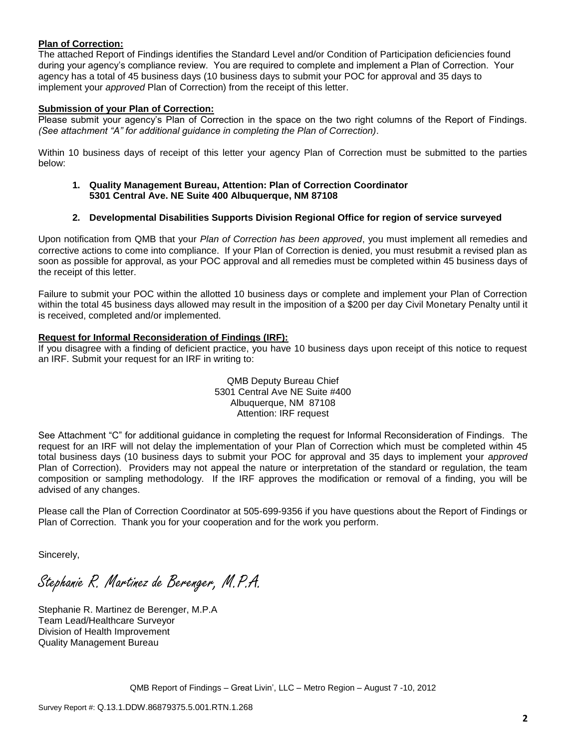**Plan of Correction:**

The attached Report of Findings identifies the Standard Level and/or Condition of Participation deficiencies found during your agency's compliance review. You are required to complete and implement a Plan of Correction. Your agency has a total of 45 business days (10 business days to submit your POC for approval and 35 days to implement your *approved* Plan of Correction) from the receipt of this letter.

**Submission of your Plan of Correction:**

Please submit your agency's Plan of Correction in the space on the two right columns of the Report of Findings. *(See attachment "A" for additional guidance in completing the Plan of Correction)*.

Within 10 business days of receipt of this letter your agency Plan of Correction must be submitted to the parties below:

1. **Quality Management Bureau, Attention: Plan of Correction Coordinator 5301 Central Ave. NE Suite 400 Albuquerque, NM 87108**
2. **Developmental Disabilities Supports Division Regional Office for region of service surveyed**

Upon notification from QMB that your *Plan of Correction has been approved*, you must implement all remedies and corrective actions to come into compliance. If your Plan of Correction is denied, you must resubmit a revised plan as soon as possible for approval, as your POC approval and all remedies must be completed within 45 business days of the receipt of this letter.

Failure to submit your POC within the allotted 10 business days or complete and implement your Plan of Correction within the total 45 business days allowed may result in the imposition of a $200 per day Civil Monetary Penalty until it is received, completed and/or implemented.

**Request for Informal Reconsideration of Findings (IRF):**

If you disagree with a finding of deficient practice, you have 10 business days upon receipt of this notice to request an IRF. Submit your request for an IRF in writing to:

QMB Deputy Bureau Chief
5301 Central Ave NE Suite #400
Albuquerque, NM 87108
Attention: IRF request

See Attachment "C" for additional guidance in completing the request for Informal Reconsideration of Findings. The request for an IRF will not delay the implementation of your Plan of Correction which must be completed within 45 total business days (10 business days to submit your POC for approval and 35 days to implement your *approved* Plan of Correction). Providers may not appeal the nature or interpretation of the standard or regulation, the team composition or sampling methodology. If the IRF approves the modification or removal of a finding, you will be advised of any changes.

Please call the Plan of Correction Coordinator at 505-699-9356 if you have questions about the Report of Findings or Plan of Correction. Thank you for your cooperation and for the work you perform.

Sincerely,

*Stephanie R. Martinez de Berenger, M.P.A.*

Stephanie R. Martinez de Berenger, M.P.A
Team Lead/Healthcare Surveyor
Division of Health Improvement
Quality Management Bureau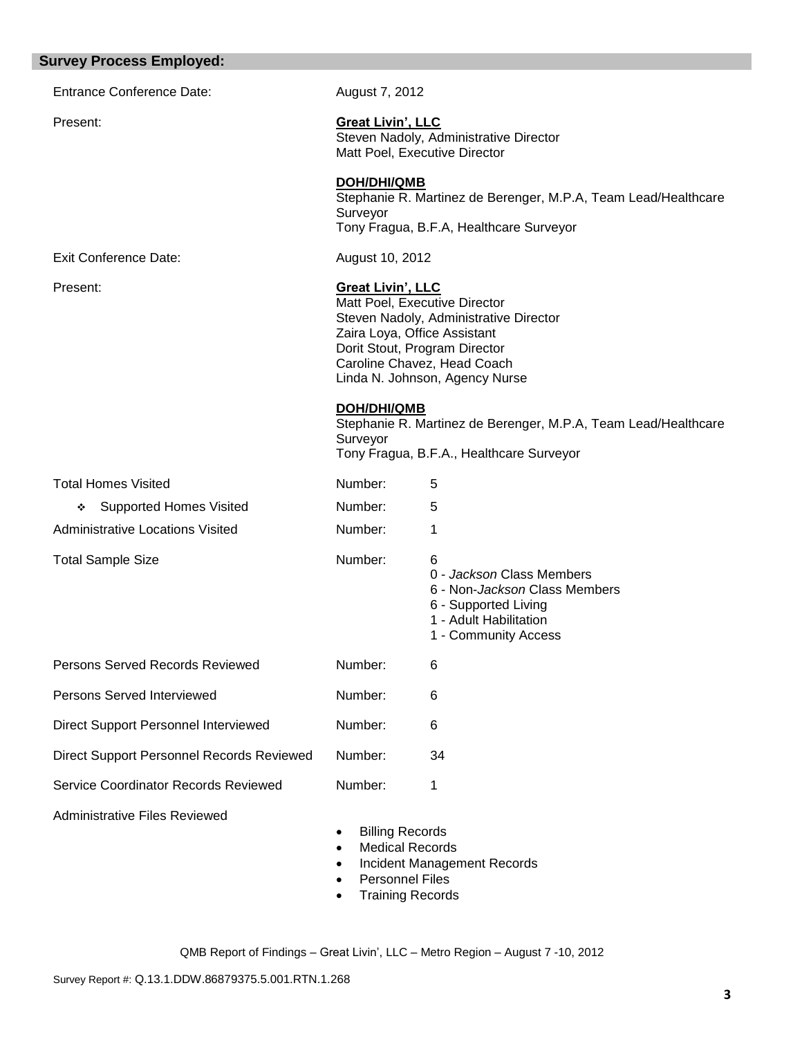## Survey Process Employed:

| | | |
|---|---|---|
| Entrance Conference Date: | August 7, 2012 | |
| Present: | **Great Livin', LLC**<br>Steven Nadoly, Administrative Director<br>Matt Poel, Executive Director<br><br>**DOH/DHI/QMB**<br>Stephanie R. Martinez de Berenger, M.P.A, Team Lead/Healthcare Surveyor<br>Tony Fragua, B.F.A, Healthcare Surveyor | |
| Exit Conference Date: | August 10, 2012 | |
| Present: | **Great Livin', LLC**<br>Matt Poel, Executive Director<br>Steven Nadoly, Administrative Director<br>Zaira Loya, Office Assistant<br>Dorit Stout, Program Director<br>Caroline Chavez, Head Coach<br>Linda N. Johnson, Agency Nurse<br><br>**DOH/DHI/QMB**<br>Stephanie R. Martinez de Berenger, M.P.A, Team Lead/Healthcare Surveyor<br>Tony Fragua, B.F.A., Healthcare Surveyor | |
| Total Homes Visited | Number: | 5 |
| ❖ Supported Homes Visited | Number: | 5 |
| Administrative Locations Visited | Number: | 1 |
| Total Sample Size | Number: | 6<br>0 - *Jackson* Class Members<br>6 - Non-*Jackson* Class Members<br>6 - Supported Living<br>1 - Adult Habilitation<br>1 - Community Access |
| Persons Served Records Reviewed | Number: | 6 |
| Persons Served Interviewed | Number: | 6 |
| Direct Support Personnel Interviewed | Number: | 6 |
| Direct Support Personnel Records Reviewed | Number: | 34 |
| Service Coordinator Records Reviewed | Number: | 1 |

Administrative Files Reviewed

- Billing Records
- Medical Records
- Incident Management Records
- Personnel Files
- Training Records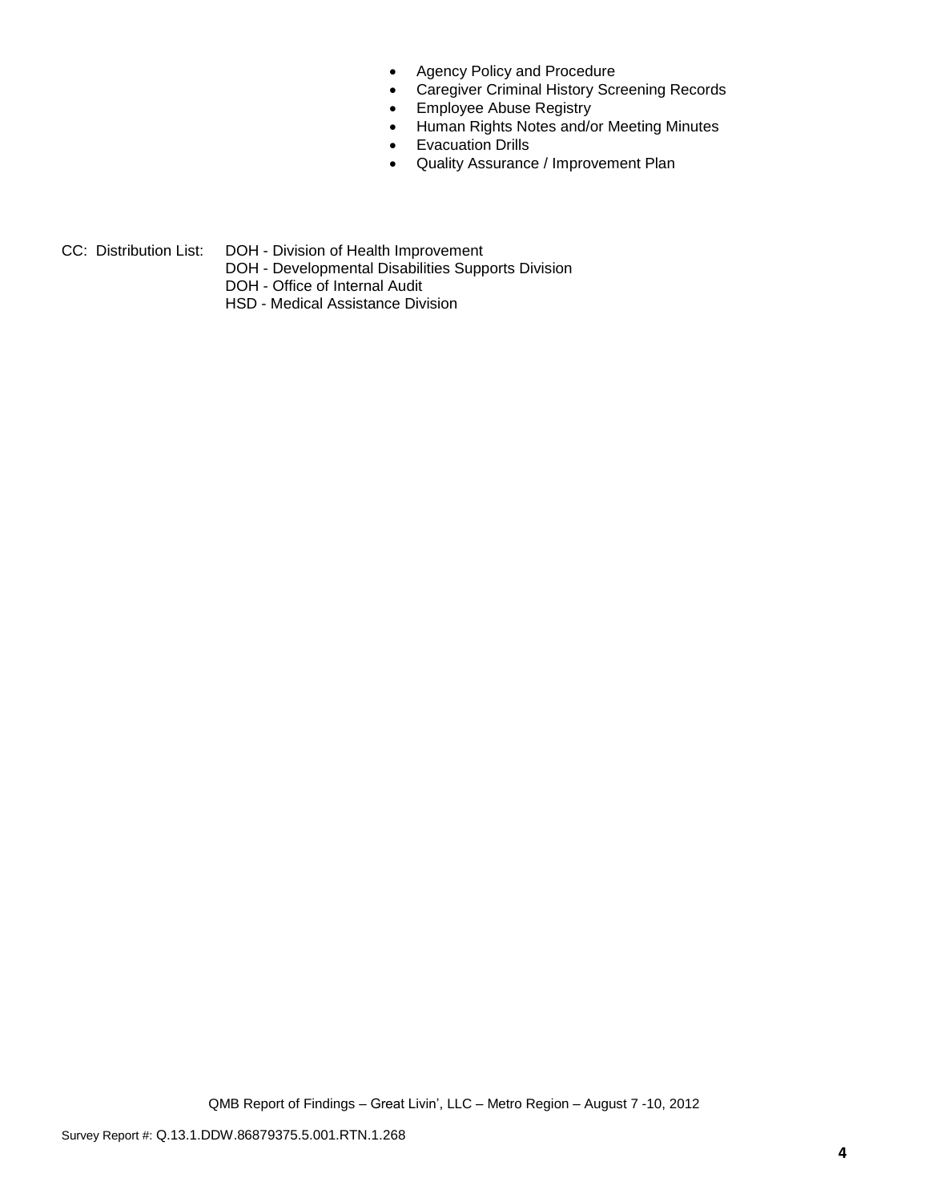- Agency Policy and Procedure
- Caregiver Criminal History Screening Records
- Employee Abuse Registry
- Human Rights Notes and/or Meeting Minutes
- Evacuation Drills
- Quality Assurance / Improvement Plan

CC: Distribution List: DOH - Division of Health Improvement
DOH - Developmental Disabilities Supports Division
DOH - Office of Internal Audit
HSD - Medical Assistance Division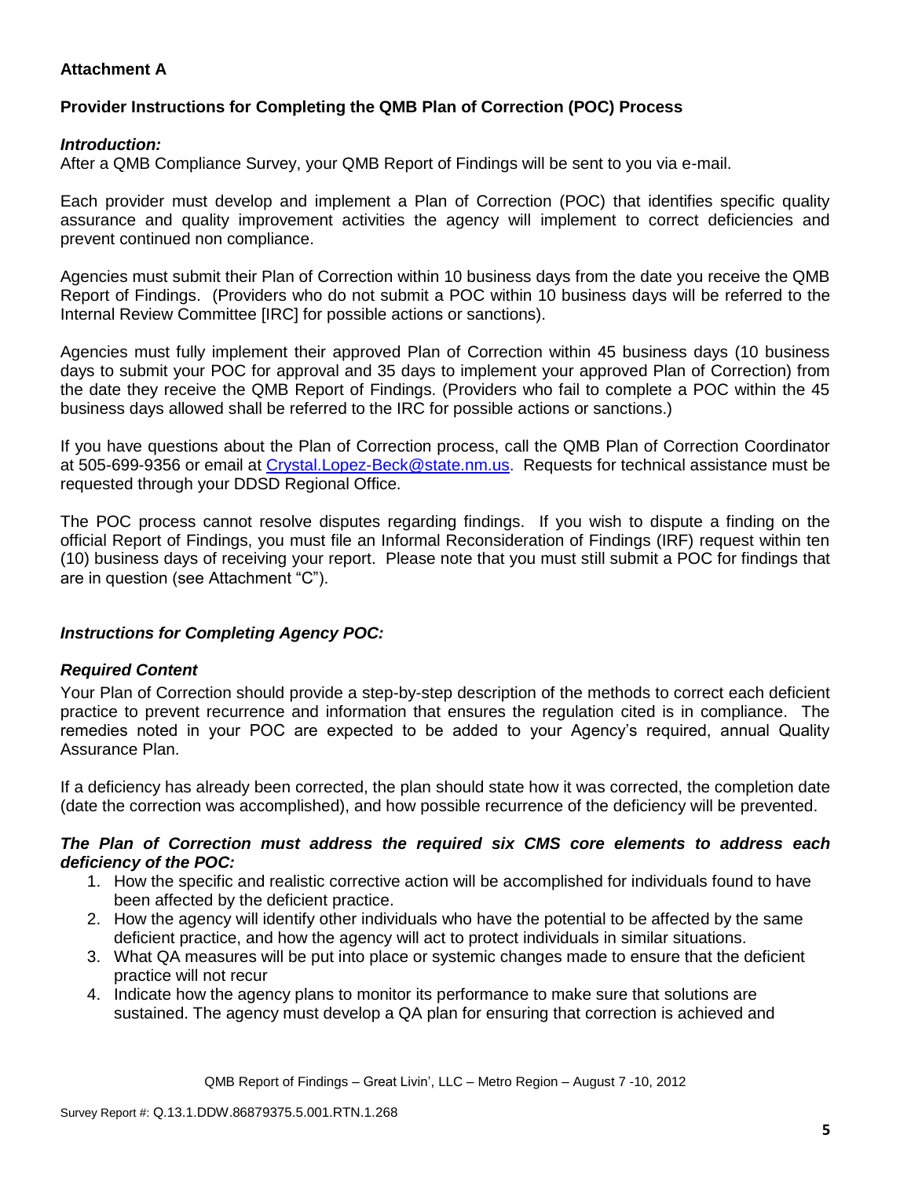**Attachment A**

**Provider Instructions for Completing the QMB Plan of Correction (POC) Process**

***Introduction:***

After a QMB Compliance Survey, your QMB Report of Findings will be sent to you via e-mail.

Each provider must develop and implement a Plan of Correction (POC) that identifies specific quality assurance and quality improvement activities the agency will implement to correct deficiencies and prevent continued non compliance.

Agencies must submit their Plan of Correction within 10 business days from the date you receive the QMB Report of Findings. (Providers who do not submit a POC within 10 business days will be referred to the Internal Review Committee [IRC] for possible actions or sanctions).

Agencies must fully implement their approved Plan of Correction within 45 business days (10 business days to submit your POC for approval and 35 days to implement your approved Plan of Correction) from the date they receive the QMB Report of Findings. (Providers who fail to complete a POC within the 45 business days allowed shall be referred to the IRC for possible actions or sanctions.)

If you have questions about the Plan of Correction process, call the QMB Plan of Correction Coordinator at 505-699-9356 or email at Crystal.Lopez-Beck@state.nm.us. Requests for technical assistance must be requested through your DDSD Regional Office.

The POC process cannot resolve disputes regarding findings. If you wish to dispute a finding on the official Report of Findings, you must file an Informal Reconsideration of Findings (IRF) request within ten (10) business days of receiving your report. Please note that you must still submit a POC for findings that are in question (see Attachment "C").

***Instructions for Completing Agency POC:***

***Required Content***

Your Plan of Correction should provide a step-by-step description of the methods to correct each deficient practice to prevent recurrence and information that ensures the regulation cited is in compliance. The remedies noted in your POC are expected to be added to your Agency's required, annual Quality Assurance Plan.

If a deficiency has already been corrected, the plan should state how it was corrected, the completion date (date the correction was accomplished), and how possible recurrence of the deficiency will be prevented.

***The Plan of Correction must address the required six CMS core elements to address each deficiency of the POC:***

1. How the specific and realistic corrective action will be accomplished for individuals found to have been affected by the deficient practice.
2. How the agency will identify other individuals who have the potential to be affected by the same deficient practice, and how the agency will act to protect individuals in similar situations.
3. What QA measures will be put into place or systemic changes made to ensure that the deficient practice will not recur
4. Indicate how the agency plans to monitor its performance to make sure that solutions are sustained. The agency must develop a QA plan for ensuring that correction is achieved and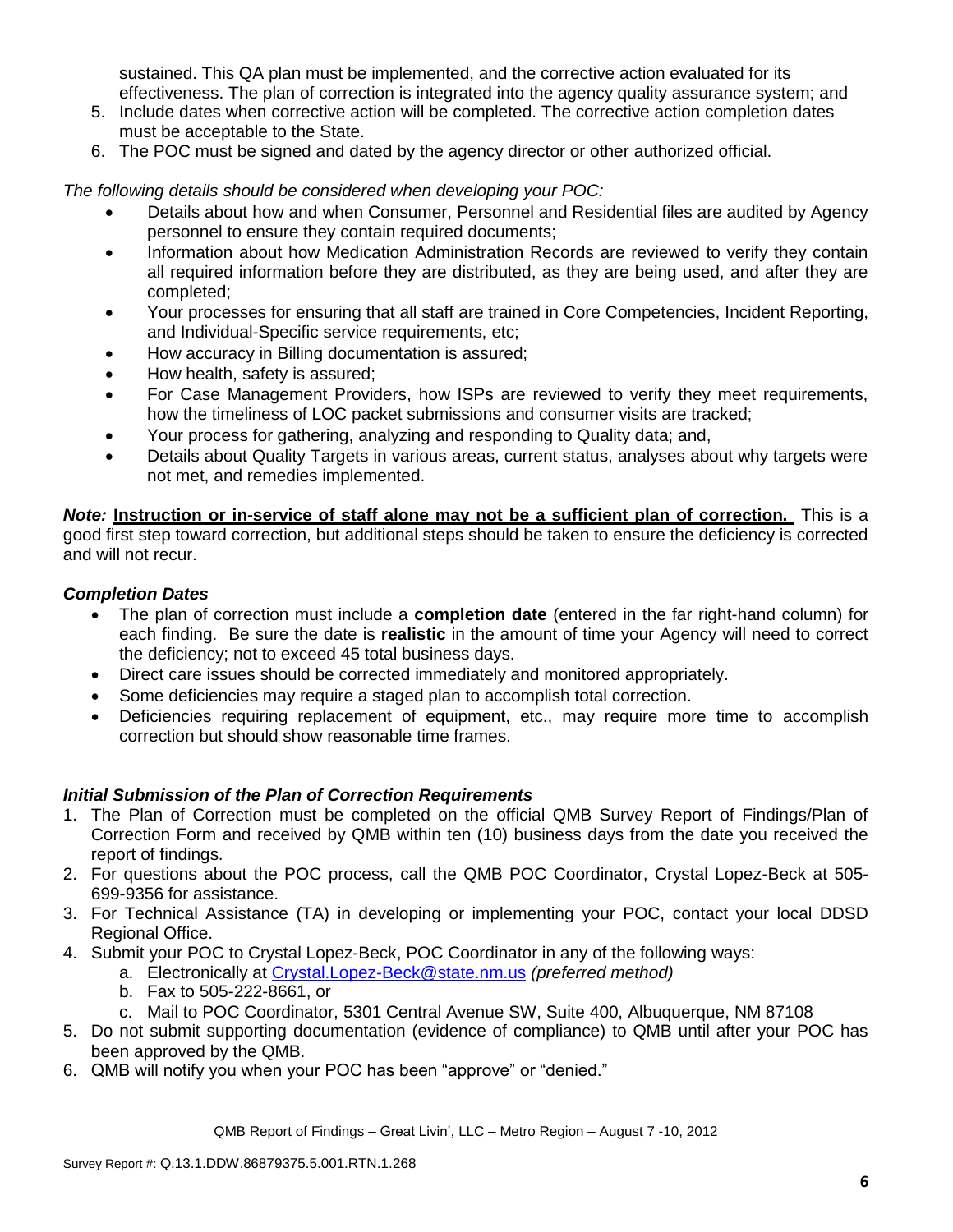sustained. This QA plan must be implemented, and the corrective action evaluated for its effectiveness. The plan of correction is integrated into the agency quality assurance system; and

5. Include dates when corrective action will be completed. The corrective action completion dates must be acceptable to the State.
6. The POC must be signed and dated by the agency director or other authorized official.

*The following details should be considered when developing your POC:*

- Details about how and when Consumer, Personnel and Residential files are audited by Agency personnel to ensure they contain required documents;
- Information about how Medication Administration Records are reviewed to verify they contain all required information before they are distributed, as they are being used, and after they are completed;
- Your processes for ensuring that all staff are trained in Core Competencies, Incident Reporting, and Individual-Specific service requirements, etc;
- How accuracy in Billing documentation is assured;
- How health, safety is assured;
- For Case Management Providers, how ISPs are reviewed to verify they meet requirements, how the timeliness of LOC packet submissions and consumer visits are tracked;
- Your process for gathering, analyzing and responding to Quality data; and,
- Details about Quality Targets in various areas, current status, analyses about why targets were not met, and remedies implemented.

***Note:*** **<u>Instruction or in-service of staff alone may not be a sufficient plan of correction.</u>** This is a good first step toward correction, but additional steps should be taken to ensure the deficiency is corrected and will not recur.

***Completion Dates***

- The plan of correction must include a **completion date** (entered in the far right-hand column) for each finding. Be sure the date is **realistic** in the amount of time your Agency will need to correct the deficiency; not to exceed 45 total business days.
- Direct care issues should be corrected immediately and monitored appropriately.
- Some deficiencies may require a staged plan to accomplish total correction.
- Deficiencies requiring replacement of equipment, etc., may require more time to accomplish correction but should show reasonable time frames.

***Initial Submission of the Plan of Correction Requirements***

1. The Plan of Correction must be completed on the official QMB Survey Report of Findings/Plan of Correction Form and received by QMB within ten (10) business days from the date you received the report of findings.
2. For questions about the POC process, call the QMB POC Coordinator, Crystal Lopez-Beck at 505-699-9356 for assistance.
3. For Technical Assistance (TA) in developing or implementing your POC, contact your local DDSD Regional Office.
4. Submit your POC to Crystal Lopez-Beck, POC Coordinator in any of the following ways:
   a. Electronically at Crystal.Lopez-Beck@state.nm.us *(preferred method)*
   b. Fax to 505-222-8661, or
   c. Mail to POC Coordinator, 5301 Central Avenue SW, Suite 400, Albuquerque, NM 87108
5. Do not submit supporting documentation (evidence of compliance) to QMB until after your POC has been approved by the QMB.
6. QMB will notify you when your POC has been "approve" or "denied."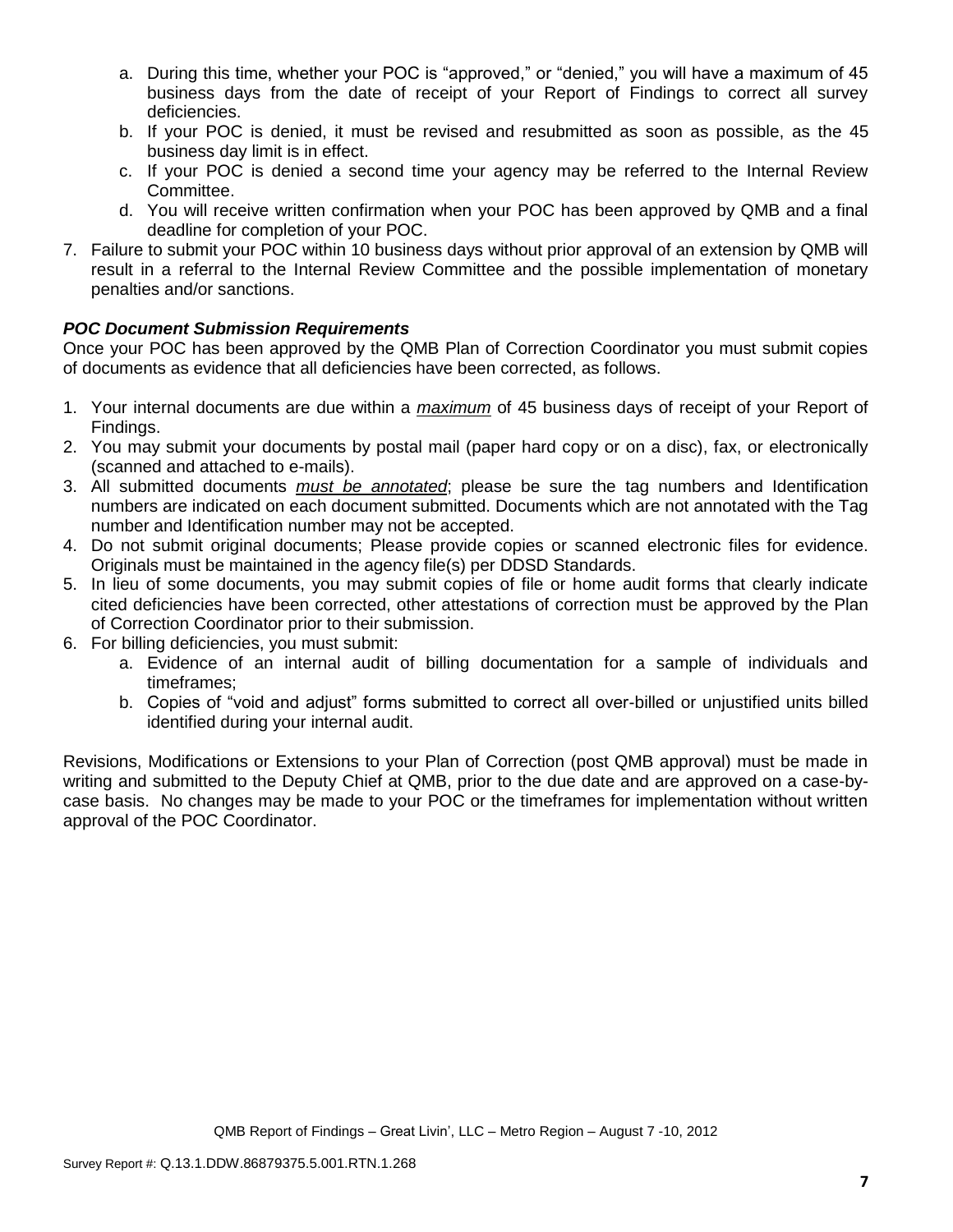a. During this time, whether your POC is "approved," or "denied," you will have a maximum of 45 business days from the date of receipt of your Report of Findings to correct all survey deficiencies.
   b. If your POC is denied, it must be revised and resubmitted as soon as possible, as the 45 business day limit is in effect.
   c. If your POC is denied a second time your agency may be referred to the Internal Review Committee.
   d. You will receive written confirmation when your POC has been approved by QMB and a final deadline for completion of your POC.
7. Failure to submit your POC within 10 business days without prior approval of an extension by QMB will result in a referral to the Internal Review Committee and the possible implementation of monetary penalties and/or sanctions.

***POC Document Submission Requirements***

Once your POC has been approved by the QMB Plan of Correction Coordinator you must submit copies of documents as evidence that all deficiencies have been corrected, as follows.

1. Your internal documents are due within a *maximum* of 45 business days of receipt of your Report of Findings.
2. You may submit your documents by postal mail (paper hard copy or on a disc), fax, or electronically (scanned and attached to e-mails).
3. All submitted documents *must be annotated*; please be sure the tag numbers and Identification numbers are indicated on each document submitted. Documents which are not annotated with the Tag number and Identification number may not be accepted.
4. Do not submit original documents; Please provide copies or scanned electronic files for evidence. Originals must be maintained in the agency file(s) per DDSD Standards.
5. In lieu of some documents, you may submit copies of file or home audit forms that clearly indicate cited deficiencies have been corrected, other attestations of correction must be approved by the Plan of Correction Coordinator prior to their submission.
6. For billing deficiencies, you must submit:
   a. Evidence of an internal audit of billing documentation for a sample of individuals and timeframes;
   b. Copies of "void and adjust" forms submitted to correct all over-billed or unjustified units billed identified during your internal audit.

Revisions, Modifications or Extensions to your Plan of Correction (post QMB approval) must be made in writing and submitted to the Deputy Chief at QMB, prior to the due date and are approved on a case-by-case basis. No changes may be made to your POC or the timeframes for implementation without written approval of the POC Coordinator.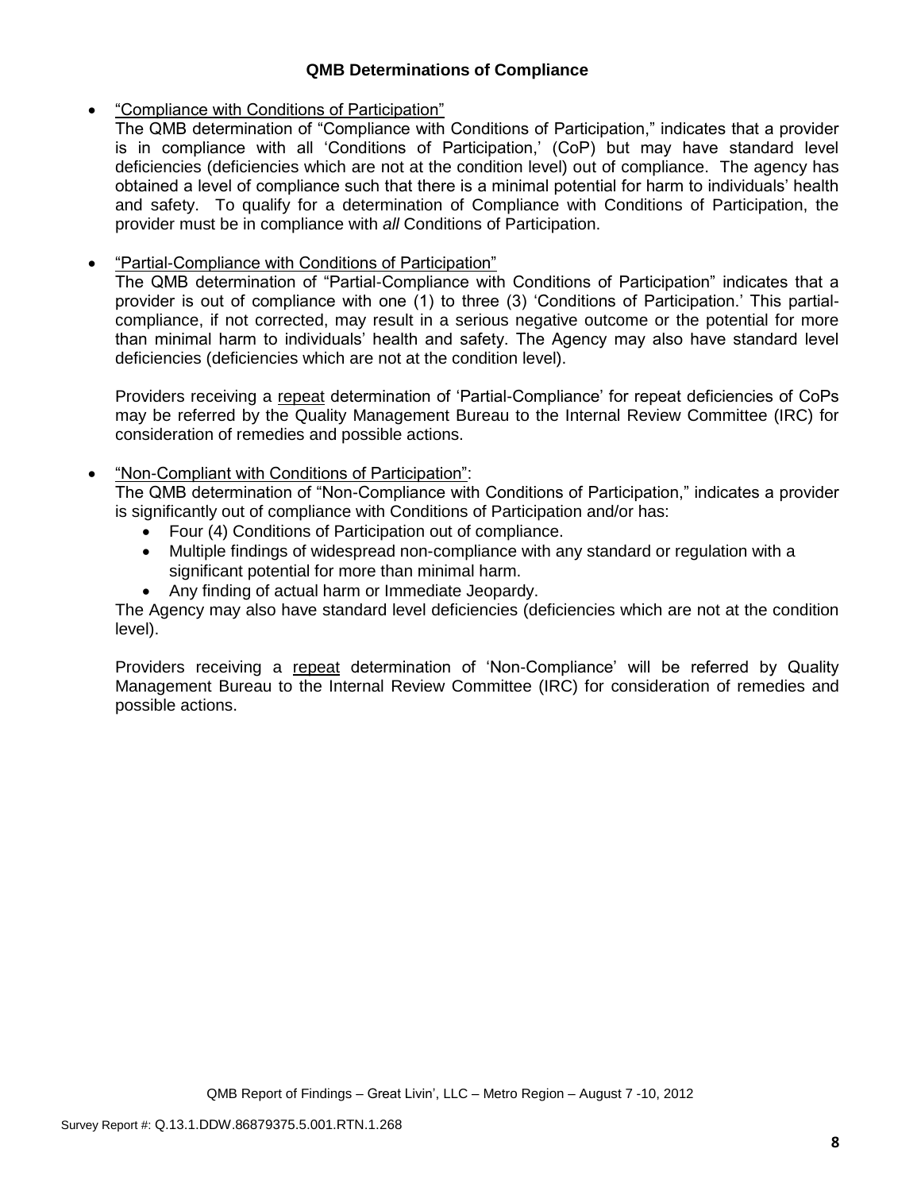**QMB Determinations of Compliance**

- "Compliance with Conditions of Participation"

  The QMB determination of "Compliance with Conditions of Participation," indicates that a provider is in compliance with all 'Conditions of Participation,' (CoP) but may have standard level deficiencies (deficiencies which are not at the condition level) out of compliance. The agency has obtained a level of compliance such that there is a minimal potential for harm to individuals' health and safety. To qualify for a determination of Compliance with Conditions of Participation, the provider must be in compliance with *all* Conditions of Participation.

- "Partial-Compliance with Conditions of Participation"

  The QMB determination of "Partial-Compliance with Conditions of Participation" indicates that a provider is out of compliance with one (1) to three (3) 'Conditions of Participation.' This partial-compliance, if not corrected, may result in a serious negative outcome or the potential for more than minimal harm to individuals' health and safety. The Agency may also have standard level deficiencies (deficiencies which are not at the condition level).

  Providers receiving a repeat determination of 'Partial-Compliance' for repeat deficiencies of CoPs may be referred by the Quality Management Bureau to the Internal Review Committee (IRC) for consideration of remedies and possible actions.

- "Non-Compliant with Conditions of Participation":

  The QMB determination of "Non-Compliance with Conditions of Participation," indicates a provider is significantly out of compliance with Conditions of Participation and/or has:
  - Four (4) Conditions of Participation out of compliance.
  - Multiple findings of widespread non-compliance with any standard or regulation with a significant potential for more than minimal harm.
  - Any finding of actual harm or Immediate Jeopardy.

  The Agency may also have standard level deficiencies (deficiencies which are not at the condition level).

  Providers receiving a repeat determination of 'Non-Compliance' will be referred by Quality Management Bureau to the Internal Review Committee (IRC) for consideration of remedies and possible actions.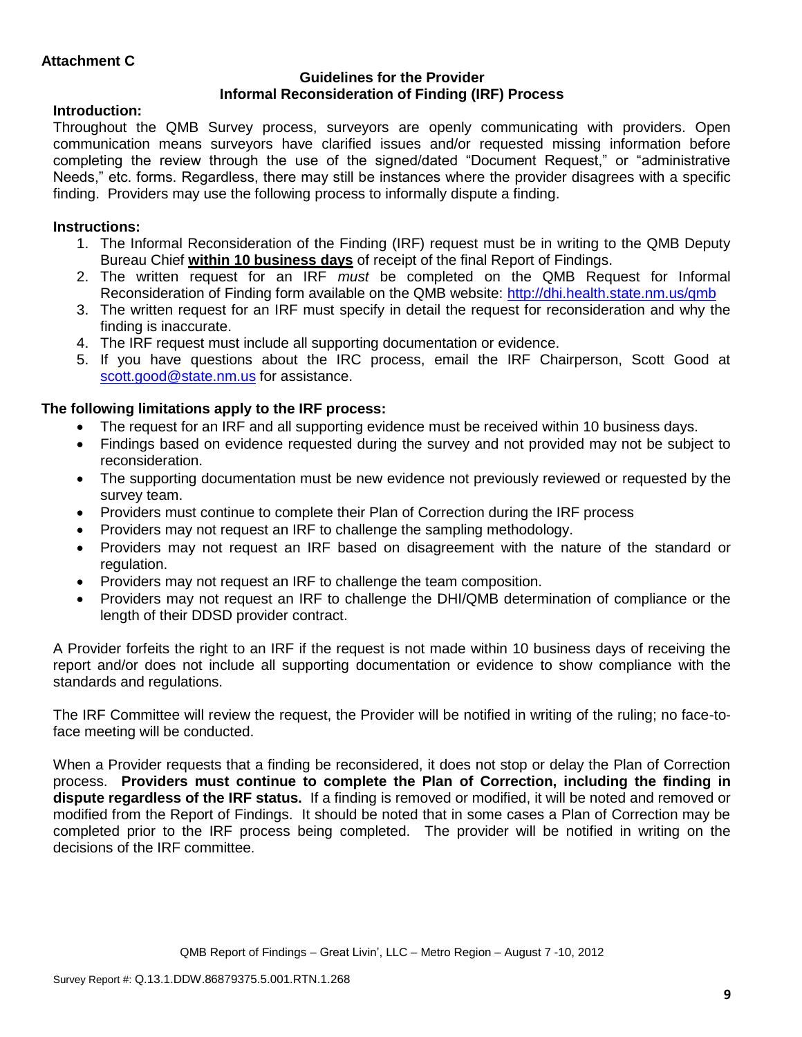**Attachment C**

**Guidelines for the Provider**
**Informal Reconsideration of Finding (IRF) Process**

**Introduction:**

Throughout the QMB Survey process, surveyors are openly communicating with providers. Open communication means surveyors have clarified issues and/or requested missing information before completing the review through the use of the signed/dated "Document Request," or "administrative Needs," etc. forms. Regardless, there may still be instances where the provider disagrees with a specific finding. Providers may use the following process to informally dispute a finding.

**Instructions:**

1. The Informal Reconsideration of the Finding (IRF) request must be in writing to the QMB Deputy Bureau Chief **within 10 business days** of receipt of the final Report of Findings.
2. The written request for an IRF *must* be completed on the QMB Request for Informal Reconsideration of Finding form available on the QMB website: http://dhi.health.state.nm.us/qmb
3. The written request for an IRF must specify in detail the request for reconsideration and why the finding is inaccurate.
4. The IRF request must include all supporting documentation or evidence.
5. If you have questions about the IRC process, email the IRF Chairperson, Scott Good at scott.good@state.nm.us for assistance.

**The following limitations apply to the IRF process:**

- The request for an IRF and all supporting evidence must be received within 10 business days.
- Findings based on evidence requested during the survey and not provided may not be subject to reconsideration.
- The supporting documentation must be new evidence not previously reviewed or requested by the survey team.
- Providers must continue to complete their Plan of Correction during the IRF process
- Providers may not request an IRF to challenge the sampling methodology.
- Providers may not request an IRF based on disagreement with the nature of the standard or regulation.
- Providers may not request an IRF to challenge the team composition.
- Providers may not request an IRF to challenge the DHI/QMB determination of compliance or the length of their DDSD provider contract.

A Provider forfeits the right to an IRF if the request is not made within 10 business days of receiving the report and/or does not include all supporting documentation or evidence to show compliance with the standards and regulations.

The IRF Committee will review the request, the Provider will be notified in writing of the ruling; no face-to-face meeting will be conducted.

When a Provider requests that a finding be reconsidered, it does not stop or delay the Plan of Correction process. **Providers must continue to complete the Plan of Correction, including the finding in dispute regardless of the IRF status.** If a finding is removed or modified, it will be noted and removed or modified from the Report of Findings. It should be noted that in some cases a Plan of Correction may be completed prior to the IRF process being completed. The provider will be notified in writing on the decisions of the IRF committee.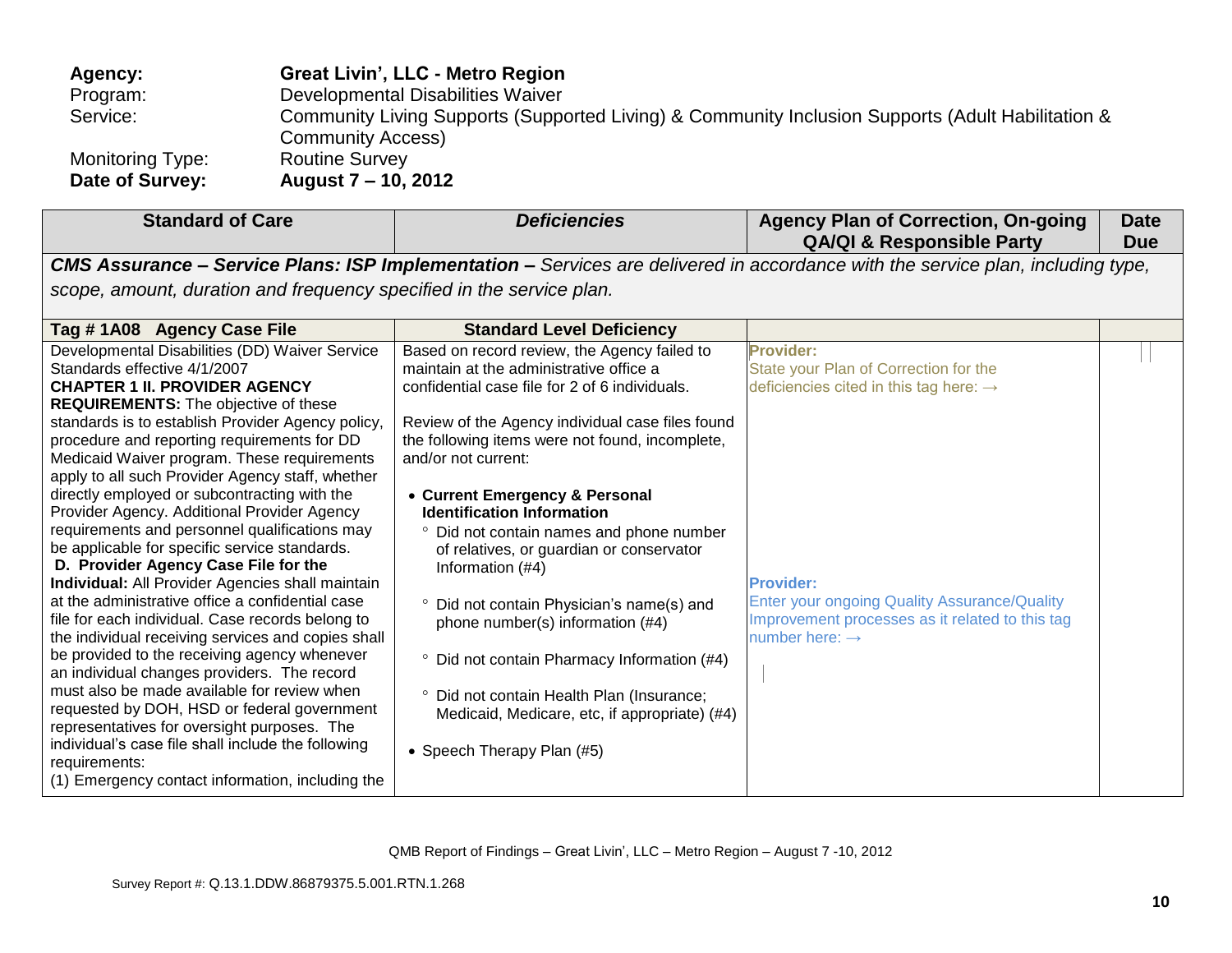**Agency:** **Great Livin', LLC - Metro Region**
Program: Developmental Disabilities Waiver
Service: Community Living Supports (Supported Living) & Community Inclusion Supports (Adult Habilitation & Community Access)
Monitoring Type: Routine Survey
**Date of Survey:** **August 7 – 10, 2012**

| Standard of Care | *Deficiencies* | Agency Plan of Correction, On-going QA/QI & Responsible Party | Date Due |
|---|---|---|---|
| ***CMS Assurance – Service Plans: ISP Implementation –*** *Services are delivered in accordance with the service plan, including type, scope, amount, duration and frequency specified in the service plan.* | | | |
| **Tag # 1A08 Agency Case File** | **Standard Level Deficiency** | | |
| Developmental Disabilities (DD) Waiver Service Standards effective 4/1/2007<br>**CHAPTER 1 II. PROVIDER AGENCY REQUIREMENTS:** The objective of these standards is to establish Provider Agency policy, procedure and reporting requirements for DD Medicaid Waiver program. These requirements apply to all such Provider Agency staff, whether directly employed or subcontracting with the Provider Agency. Additional Provider Agency requirements and personnel qualifications may be applicable for specific service standards.<br>**D. Provider Agency Case File for the Individual:** All Provider Agencies shall maintain at the administrative office a confidential case file for each individual. Case records belong to the individual receiving services and copies shall be provided to the receiving agency whenever an individual changes providers. The record must also be made available for review when requested by DOH, HSD or federal government representatives for oversight purposes. The individual's case file shall include the following requirements:<br>(1) Emergency contact information, including the | Based on record review, the Agency failed to maintain at the administrative office a confidential case file for 2 of 6 individuals.<br><br>Review of the Agency individual case files found the following items were not found, incomplete, and/or not current:<br><br>• **Current Emergency & Personal Identification Information**<br>° Did not contain names and phone number of relatives, or guardian or conservator Information (#4)<br>° Did not contain Physician's name(s) and phone number(s) information (#4)<br>° Did not contain Pharmacy Information (#4)<br>° Did not contain Health Plan (Insurance; Medicaid, Medicare, etc, if appropriate) (#4)<br><br>• Speech Therapy Plan (#5) | **Provider:**<br>State your Plan of Correction for the deficiencies cited in this tag here: →<br><br>**Provider:**<br>Enter your ongoing Quality Assurance/Quality Improvement processes as it related to this tag number here: → | |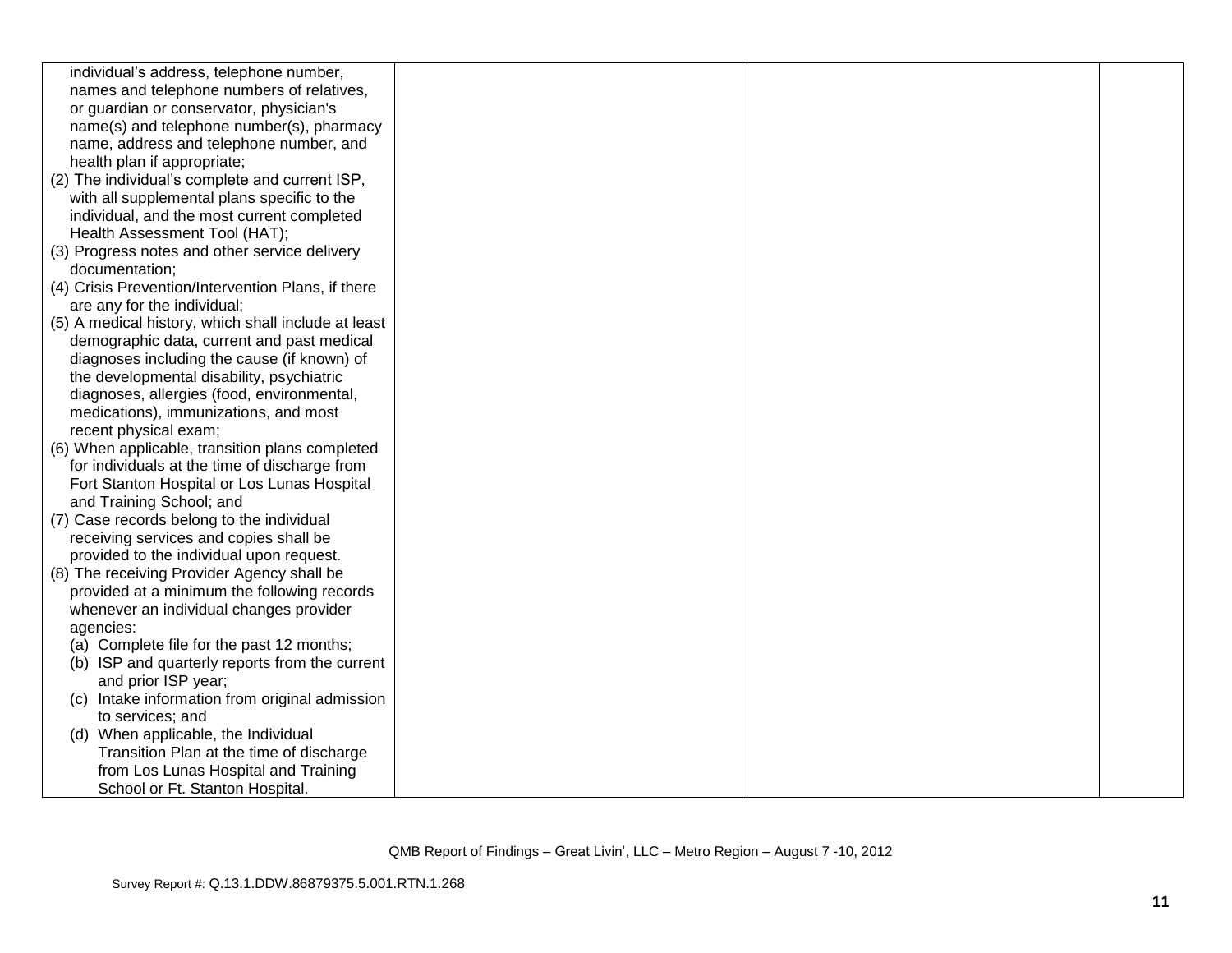| | | | |
|---|---|---|---|
| individual's address, telephone number, names and telephone numbers of relatives, or guardian or conservator, physician's name(s) and telephone number(s), pharmacy name, address and telephone number, and health plan if appropriate;<br>(2) The individual's complete and current ISP, with all supplemental plans specific to the individual, and the most current completed Health Assessment Tool (HAT);<br>(3) Progress notes and other service delivery documentation;<br>(4) Crisis Prevention/Intervention Plans, if there are any for the individual;<br>(5) A medical history, which shall include at least demographic data, current and past medical diagnoses including the cause (if known) of the developmental disability, psychiatric diagnoses, allergies (food, environmental, medications), immunizations, and most recent physical exam;<br>(6) When applicable, transition plans completed for individuals at the time of discharge from Fort Stanton Hospital or Los Lunas Hospital and Training School; and<br>(7) Case records belong to the individual receiving services and copies shall be provided to the individual upon request.<br>(8) The receiving Provider Agency shall be provided at a minimum the following records whenever an individual changes provider agencies:<br>(a) Complete file for the past 12 months;<br>(b) ISP and quarterly reports from the current and prior ISP year;<br>(c) Intake information from original admission to services; and<br>(d) When applicable, the Individual Transition Plan at the time of discharge from Los Lunas Hospital and Training School or Ft. Stanton Hospital. | | | |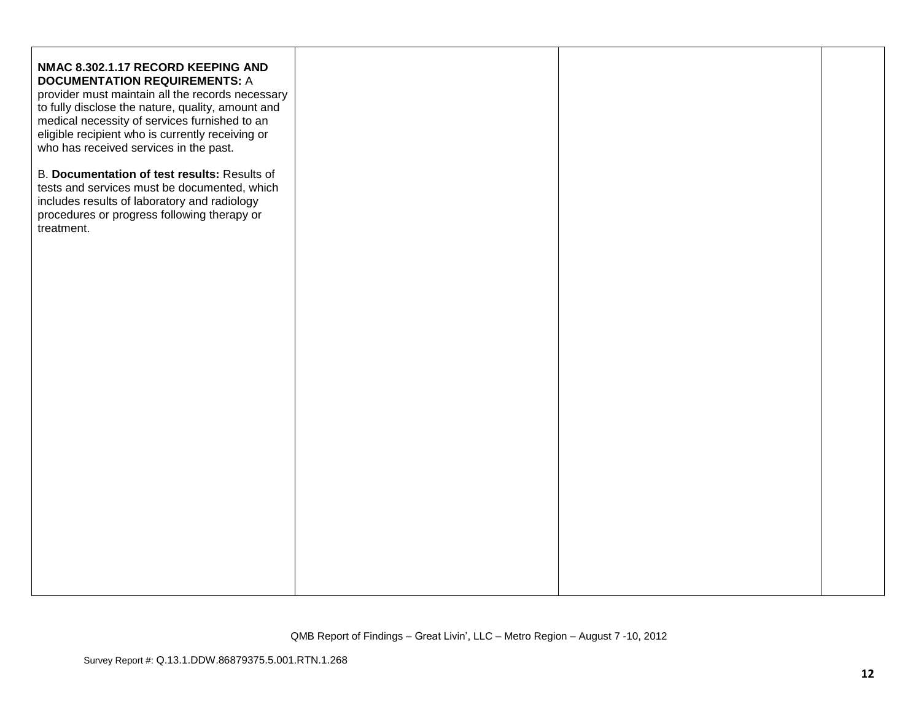| | | | |
|---|---|---|---|
| **NMAC 8.302.1.17 RECORD KEEPING AND DOCUMENTATION REQUIREMENTS:** A provider must maintain all the records necessary to fully disclose the nature, quality, amount and medical necessity of services furnished to an eligible recipient who is currently receiving or who has received services in the past.<br><br>B. **Documentation of test results:** Results of tests and services must be documented, which includes results of laboratory and radiology procedures or progress following therapy or treatment. | | | |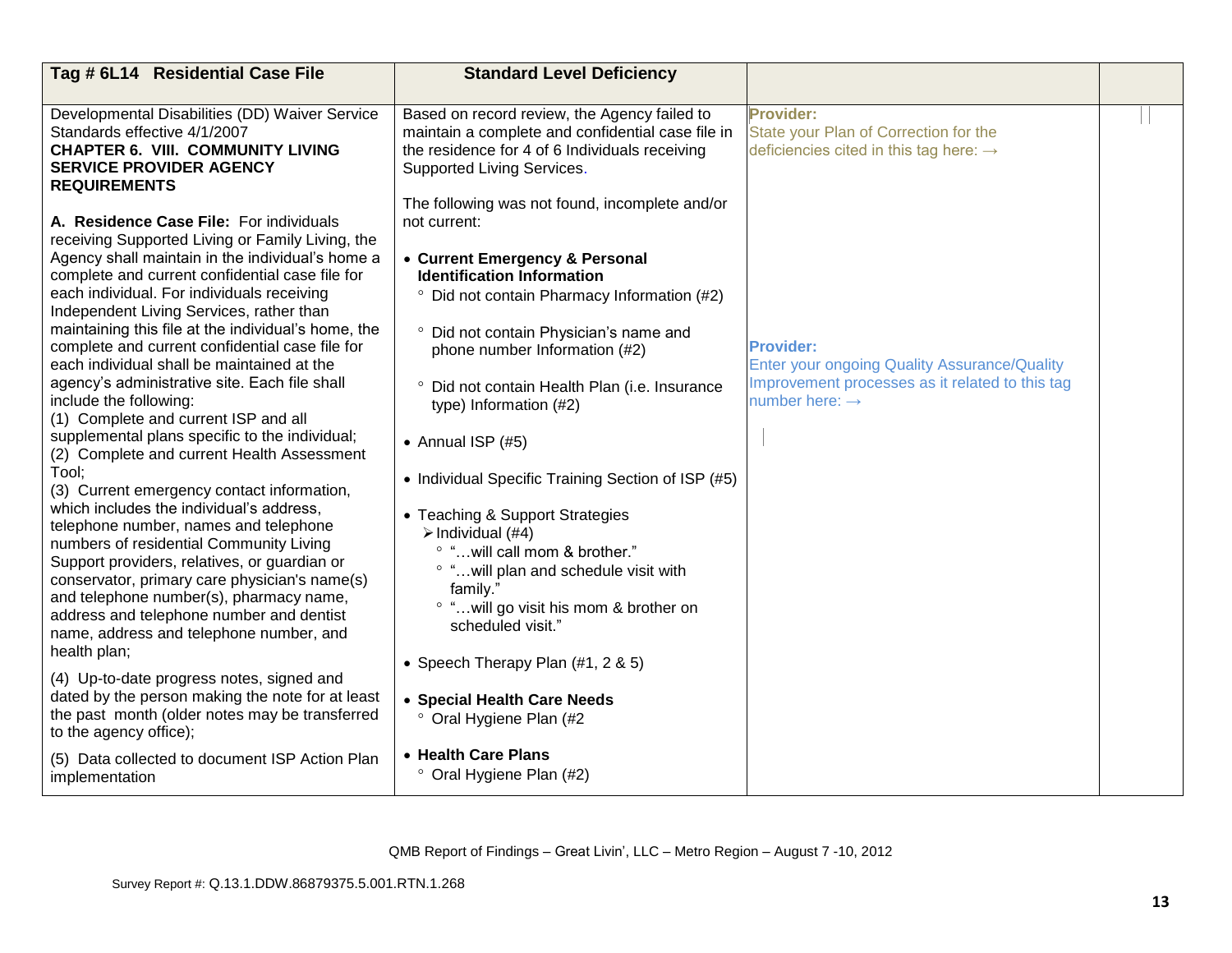| Tag # 6L14 Residential Case File | Standard Level Deficiency | | |
|---|---|---|---|
| Developmental Disabilities (DD) Waiver Service Standards effective 4/1/2007<br>**CHAPTER 6. VIII. COMMUNITY LIVING SERVICE PROVIDER AGENCY REQUIREMENTS**<br><br>**A. Residence Case File:** For individuals receiving Supported Living or Family Living, the Agency shall maintain in the individual's home a complete and current confidential case file for each individual. For individuals receiving Independent Living Services, rather than maintaining this file at the individual's home, the complete and current confidential case file for each individual shall be maintained at the agency's administrative site. Each file shall include the following:<br>(1) Complete and current ISP and all supplemental plans specific to the individual;<br>(2) Complete and current Health Assessment Tool;<br>(3) Current emergency contact information, which includes the individual's address, telephone number, names and telephone numbers of residential Community Living Support providers, relatives, or guardian or conservator, primary care physician's name(s) and telephone number(s), pharmacy name, address and telephone number and dentist name, address and telephone number, and health plan;<br><br>(4) Up-to-date progress notes, signed and dated by the person making the note for at least the past month (older notes may be transferred to the agency office);<br><br>(5) Data collected to document ISP Action Plan implementation | Based on record review, the Agency failed to maintain a complete and confidential case file in the residence for 4 of 6 Individuals receiving Supported Living Services.<br><br>The following was not found, incomplete and/or not current:<br><br>• **Current Emergency & Personal Identification Information**<br>&nbsp;&nbsp;° Did not contain Pharmacy Information (#2)<br>&nbsp;&nbsp;° Did not contain Physician's name and phone number Information (#2)<br>&nbsp;&nbsp;° Did not contain Health Plan (i.e. Insurance type) Information (#2)<br><br>• Annual ISP (#5)<br><br>• Individual Specific Training Section of ISP (#5)<br><br>• Teaching & Support Strategies<br>&nbsp;&nbsp;➢ Individual (#4)<br>&nbsp;&nbsp;&nbsp;&nbsp;° "…will call mom & brother."<br>&nbsp;&nbsp;&nbsp;&nbsp;° "…will plan and schedule visit with family."<br>&nbsp;&nbsp;&nbsp;&nbsp;° "…will go visit his mom & brother on scheduled visit."<br><br>• Speech Therapy Plan (#1, 2 & 5)<br><br>• **Special Health Care Needs**<br>&nbsp;&nbsp;° Oral Hygiene Plan (#2<br><br>• **Health Care Plans**<br>&nbsp;&nbsp;° Oral Hygiene Plan (#2) | **Provider:**<br>State your Plan of Correction for the deficiencies cited in this tag here: →<br><br>**Provider:**<br>Enter your ongoing Quality Assurance/Quality Improvement processes as it related to this tag number here: → | |

QMB Report of Findings – Great Livin', LLC – Metro Region – August 7 -10, 2012

Survey Report #: Q.13.1.DDW.86879375.5.001.RTN.1.268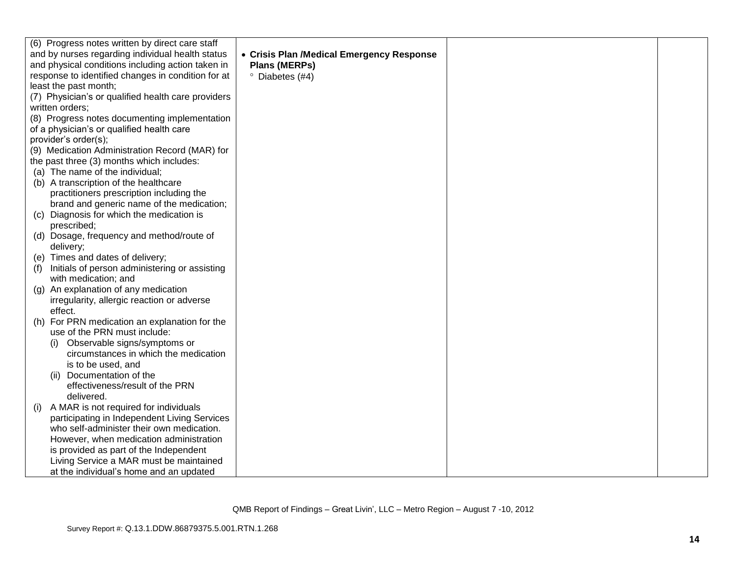| | | | |
|---|---|---|---|
| (6) Progress notes written by direct care staff and by nurses regarding individual health status and physical conditions including action taken in response to identified changes in condition for at least the past month;<br>(7) Physician's or qualified health care providers written orders;<br>(8) Progress notes documenting implementation of a physician's or qualified health care provider's order(s);<br>(9) Medication Administration Record (MAR) for the past three (3) months which includes:<br>(a) The name of the individual;<br>(b) A transcription of the healthcare practitioners prescription including the brand and generic name of the medication;<br>(c) Diagnosis for which the medication is prescribed;<br>(d) Dosage, frequency and method/route of delivery;<br>(e) Times and dates of delivery;<br>(f) Initials of person administering or assisting with medication; and<br>(g) An explanation of any medication irregularity, allergic reaction or adverse effect.<br>(h) For PRN medication an explanation for the use of the PRN must include:<br>(i) Observable signs/symptoms or circumstances in which the medication is to be used, and<br>(ii) Documentation of the effectiveness/result of the PRN delivered.<br>(i) A MAR is not required for individuals participating in Independent Living Services who self-administer their own medication. However, when medication administration is provided as part of the Independent Living Service a MAR must be maintained at the individual's home and an updated | • **Crisis Plan /Medical Emergency Response Plans (MERPs)**<br>° Diabetes (#4) | | |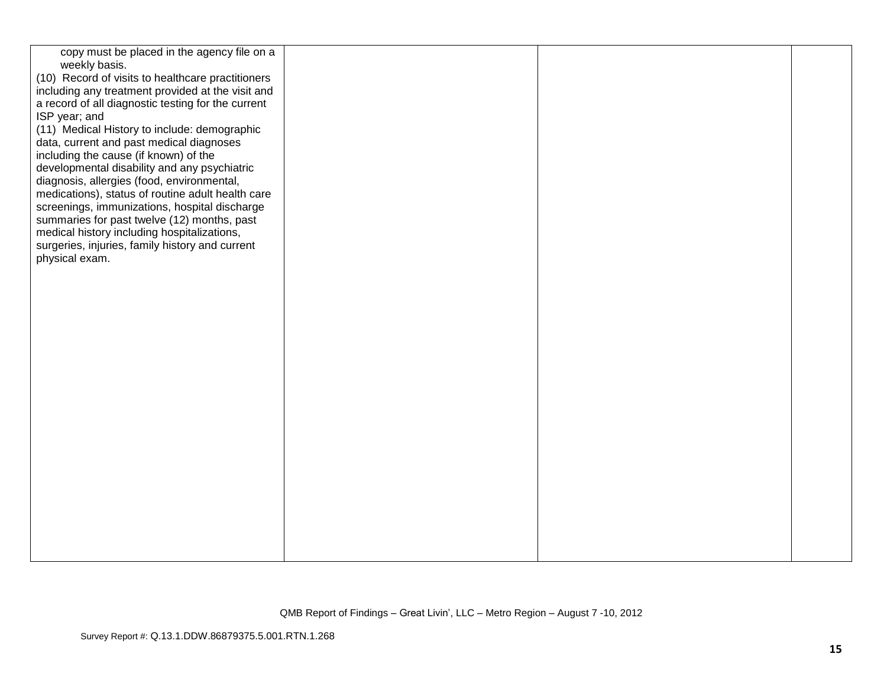| | | | |
|---|---|---|---|
| copy must be placed in the agency file on a weekly basis.<br>(10) Record of visits to healthcare practitioners including any treatment provided at the visit and a record of all diagnostic testing for the current ISP year; and<br>(11) Medical History to include: demographic data, current and past medical diagnoses including the cause (if known) of the developmental disability and any psychiatric diagnosis, allergies (food, environmental, medications), status of routine adult health care screenings, immunizations, hospital discharge summaries for past twelve (12) months, past medical history including hospitalizations, surgeries, injuries, family history and current physical exam. | | | |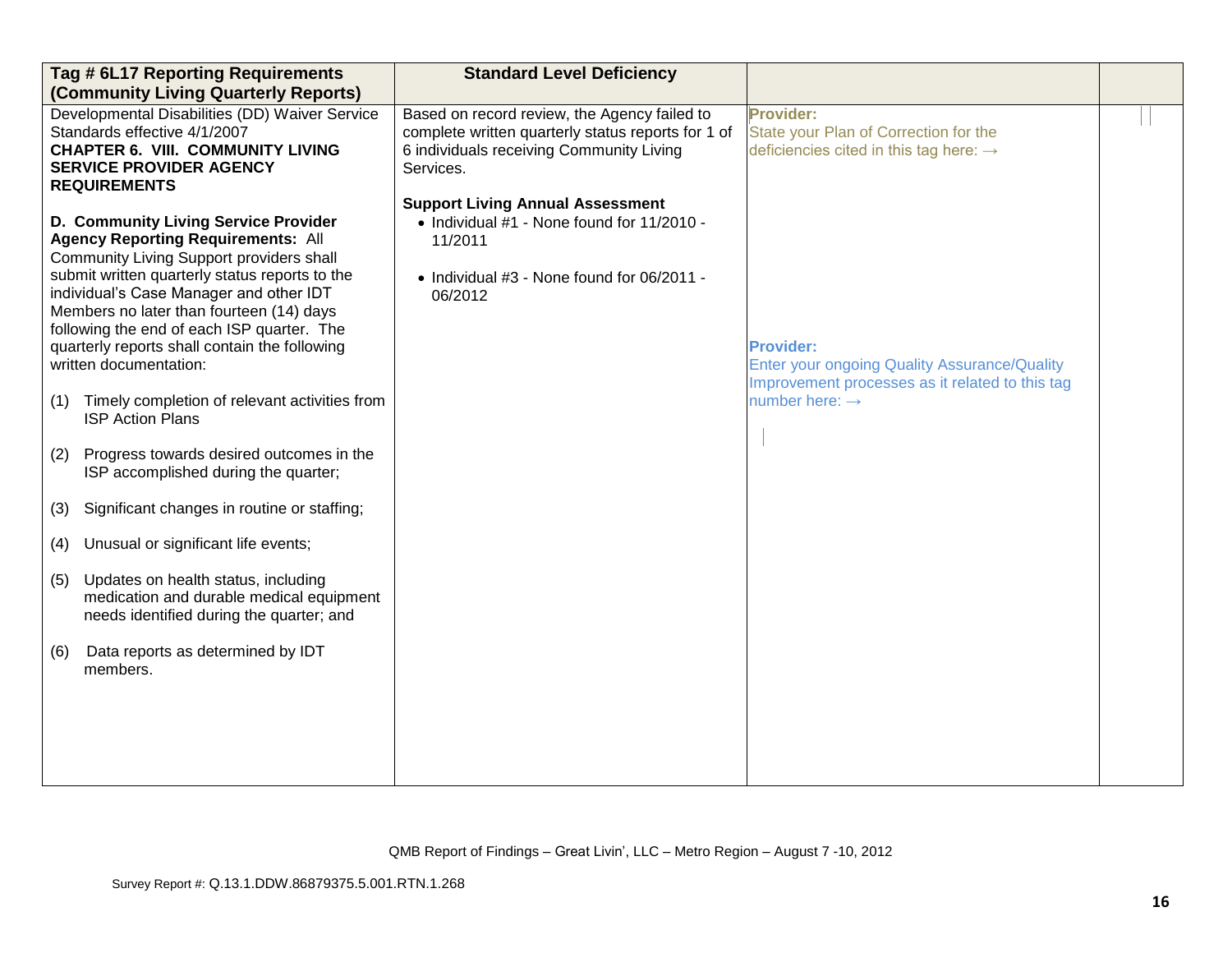| Tag # 6L17 Reporting Requirements (Community Living Quarterly Reports) | Standard Level Deficiency | | |
|---|---|---|---|
| Developmental Disabilities (DD) Waiver Service Standards effective 4/1/2007<br>**CHAPTER 6. VIII. COMMUNITY LIVING SERVICE PROVIDER AGENCY REQUIREMENTS**<br><br>**D. Community Living Service Provider Agency Reporting Requirements:** All Community Living Support providers shall submit written quarterly status reports to the individual's Case Manager and other IDT Members no later than fourteen (14) days following the end of each ISP quarter. The quarterly reports shall contain the following written documentation:<br><br>(1) Timely completion of relevant activities from ISP Action Plans<br><br>(2) Progress towards desired outcomes in the ISP accomplished during the quarter;<br><br>(3) Significant changes in routine or staffing;<br><br>(4) Unusual or significant life events;<br><br>(5) Updates on health status, including medication and durable medical equipment needs identified during the quarter; and<br><br>(6) Data reports as determined by IDT members. | Based on record review, the Agency failed to complete written quarterly status reports for 1 of 6 individuals receiving Community Living Services.<br><br>**Support Living Annual Assessment**<br>• Individual #1 - None found for 11/2010 - 11/2011<br><br>• Individual #3 - None found for 06/2011 - 06/2012 | **Provider:**<br>State your Plan of Correction for the deficiencies cited in this tag here: →<br><br>**Provider:**<br>Enter your ongoing Quality Assurance/Quality Improvement processes as it related to this tag number here: → | |

QMB Report of Findings – Great Livin', LLC – Metro Region – August 7 -10, 2012

Survey Report #: Q.13.1.DDW.86879375.5.001.RTN.1.268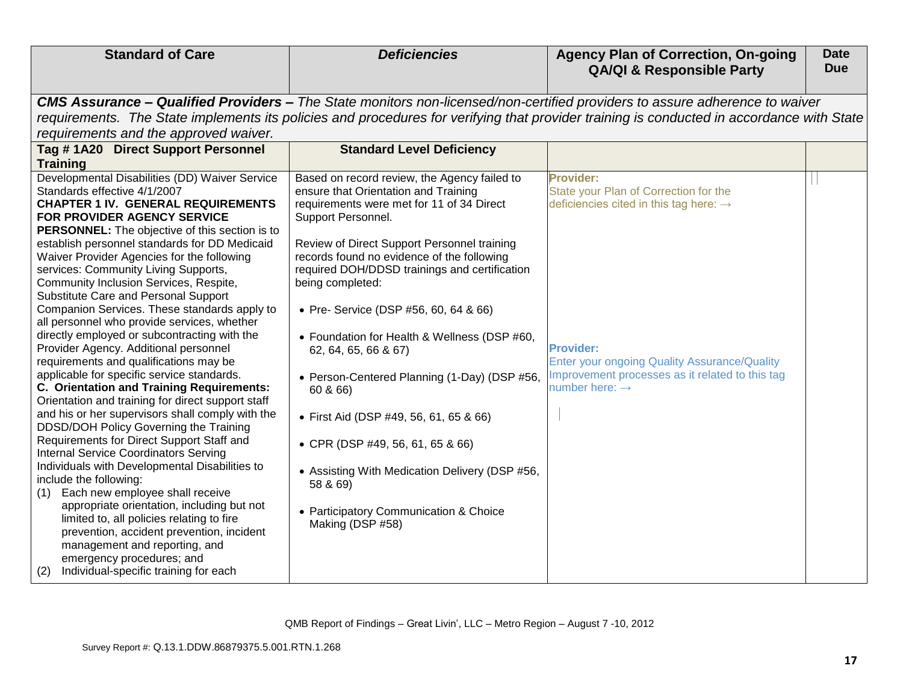| Standard of Care | *Deficiencies* | Agency Plan of Correction, On-going QA/QI & Responsible Party | Date Due |
|---|---|---|---|
| ***CMS Assurance – Qualified Providers –*** *The State monitors non-licensed/non-certified providers to assure adherence to waiver requirements. The State implements its policies and procedures for verifying that provider training is conducted in accordance with State requirements and the approved waiver.* | | | |
| **Tag # 1A20 Direct Support Personnel Training** | **Standard Level Deficiency** | | |
| Developmental Disabilities (DD) Waiver Service Standards effective 4/1/2007<br>**CHAPTER 1 IV. GENERAL REQUIREMENTS FOR PROVIDER AGENCY SERVICE PERSONNEL:** The objective of this section is to establish personnel standards for DD Medicaid Waiver Provider Agencies for the following services: Community Living Supports, Community Inclusion Services, Respite, Substitute Care and Personal Support Companion Services. These standards apply to all personnel who provide services, whether directly employed or subcontracting with the Provider Agency. Additional personnel requirements and qualifications may be applicable for specific service standards.<br>**C. Orientation and Training Requirements:** Orientation and training for direct support staff and his or her supervisors shall comply with the DDSD/DOH Policy Governing the Training Requirements for Direct Support Staff and Internal Service Coordinators Serving Individuals with Developmental Disabilities to include the following:<br>(1) Each new employee shall receive appropriate orientation, including but not limited to, all policies relating to fire prevention, accident prevention, incident management and reporting, and emergency procedures; and<br>(2) Individual-specific training for each | Based on record review, the Agency failed to ensure that Orientation and Training requirements were met for 11 of 34 Direct Support Personnel.<br><br>Review of Direct Support Personnel training records found no evidence of the following required DOH/DDSD trainings and certification being completed:<br><br>• Pre- Service (DSP #56, 60, 64 & 66)<br><br>• Foundation for Health & Wellness (DSP #60, 62, 64, 65, 66 & 67)<br><br>• Person-Centered Planning (1-Day) (DSP #56, 60 & 66)<br><br>• First Aid (DSP #49, 56, 61, 65 & 66)<br><br>• CPR (DSP #49, 56, 61, 65 & 66)<br><br>• Assisting With Medication Delivery (DSP #56, 58 & 69)<br><br>• Participatory Communication & Choice Making (DSP #58) | **Provider:**<br>State your Plan of Correction for the deficiencies cited in this tag here: →<br><br><br><br><br><br>**Provider:**<br>Enter your ongoing Quality Assurance/Quality Improvement processes as it related to this tag number here: → | |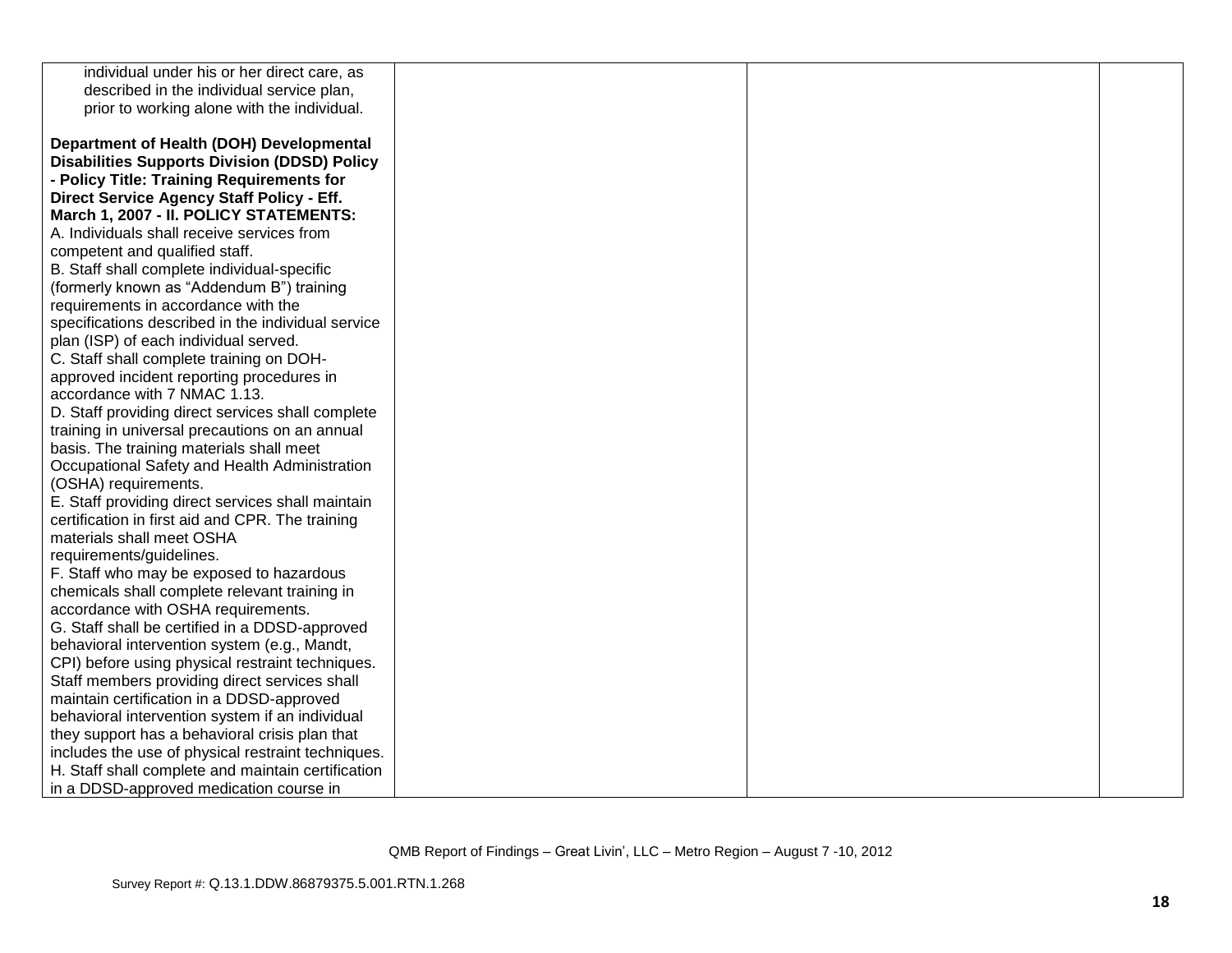| | | | |
|---|---|---|---|
| individual under his or her direct care, as described in the individual service plan, prior to working alone with the individual.<br><br>**Department of Health (DOH) Developmental Disabilities Supports Division (DDSD) Policy - Policy Title: Training Requirements for Direct Service Agency Staff Policy - Eff. March 1, 2007 - II. POLICY STATEMENTS:**<br>A. Individuals shall receive services from competent and qualified staff.<br>B. Staff shall complete individual-specific (formerly known as "Addendum B") training requirements in accordance with the specifications described in the individual service plan (ISP) of each individual served.<br>C. Staff shall complete training on DOH-approved incident reporting procedures in accordance with 7 NMAC 1.13.<br>D. Staff providing direct services shall complete training in universal precautions on an annual basis. The training materials shall meet Occupational Safety and Health Administration (OSHA) requirements.<br>E. Staff providing direct services shall maintain certification in first aid and CPR. The training materials shall meet OSHA requirements/guidelines.<br>F. Staff who may be exposed to hazardous chemicals shall complete relevant training in accordance with OSHA requirements.<br>G. Staff shall be certified in a DDSD-approved behavioral intervention system (e.g., Mandt, CPI) before using physical restraint techniques. Staff members providing direct services shall maintain certification in a DDSD-approved behavioral intervention system if an individual they support has a behavioral crisis plan that includes the use of physical restraint techniques.<br>H. Staff shall complete and maintain certification in a DDSD-approved medication course in | | | |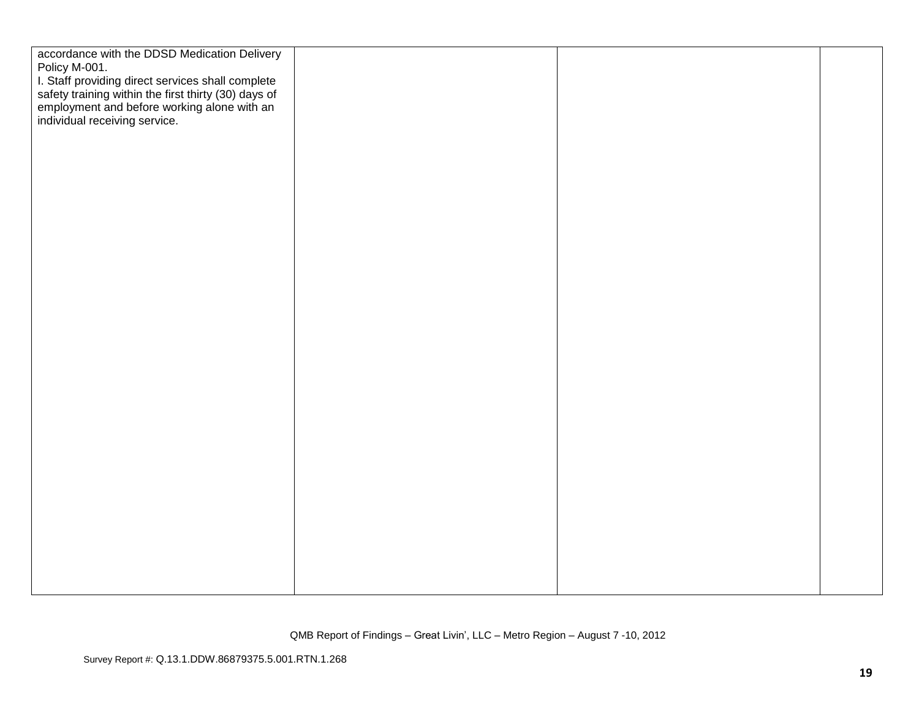| | | | |
|---|---|---|---|
| accordance with the DDSD Medication Delivery Policy M-001.<br>I. Staff providing direct services shall complete safety training within the first thirty (30) days of employment and before working alone with an individual receiving service. | | | |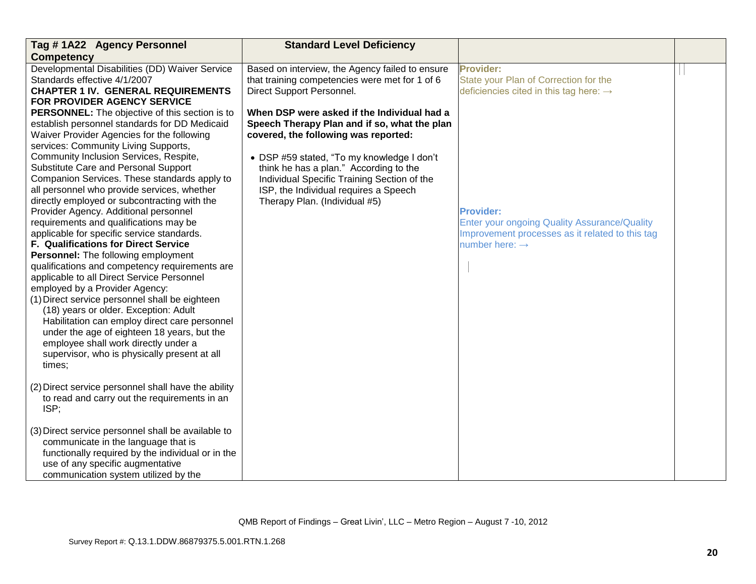| Tag # 1A22 Agency Personnel Competency | Standard Level Deficiency | | |
|---|---|---|---|
| Developmental Disabilities (DD) Waiver Service Standards effective 4/1/2007<br>**CHAPTER 1 IV. GENERAL REQUIREMENTS FOR PROVIDER AGENCY SERVICE PERSONNEL:** The objective of this section is to establish personnel standards for DD Medicaid Waiver Provider Agencies for the following services: Community Living Supports, Community Inclusion Services, Respite, Substitute Care and Personal Support Companion Services. These standards apply to all personnel who provide services, whether directly employed or subcontracting with the Provider Agency. Additional personnel requirements and qualifications may be applicable for specific service standards.<br>**F. Qualifications for Direct Service Personnel:** The following employment qualifications and competency requirements are applicable to all Direct Service Personnel employed by a Provider Agency:<br>(1) Direct service personnel shall be eighteen (18) years or older. Exception: Adult Habilitation can employ direct care personnel under the age of eighteen 18 years, but the employee shall work directly under a supervisor, who is physically present at all times;<br><br>(2) Direct service personnel shall have the ability to read and carry out the requirements in an ISP;<br><br>(3) Direct service personnel shall be available to communicate in the language that is functionally required by the individual or in the use of any specific augmentative communication system utilized by the | Based on interview, the Agency failed to ensure that training competencies were met for 1 of 6 Direct Support Personnel.<br><br>**When DSP were asked if the Individual had a Speech Therapy Plan and if so, what the plan covered, the following was reported:**<br><br>• DSP #59 stated, "To my knowledge I don't think he has a plan." According to the Individual Specific Training Section of the ISP, the Individual requires a Speech Therapy Plan. (Individual #5) | **Provider:**<br>State your Plan of Correction for the deficiencies cited in this tag here: →<br><br><br><br><br><br><br>**Provider:**<br>Enter your ongoing Quality Assurance/Quality Improvement processes as it related to this tag number here: → | |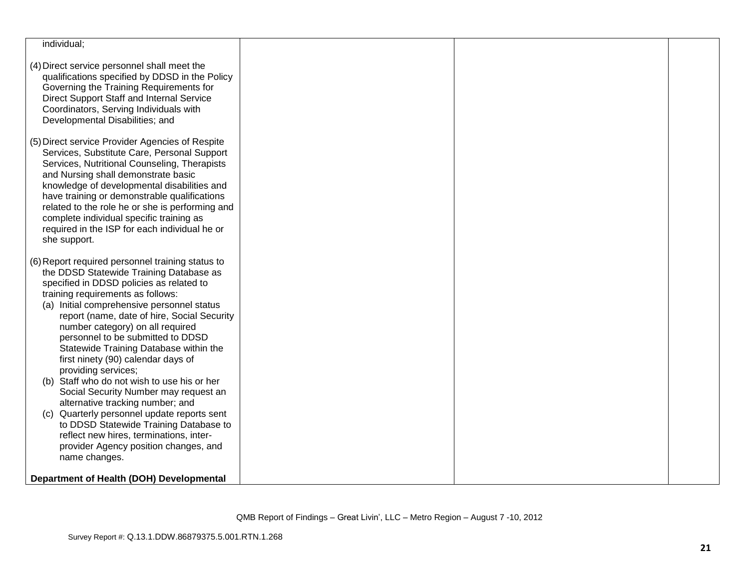| | | | |
|---|---|---|---|
| individual;<br><br>(4) Direct service personnel shall meet the qualifications specified by DDSD in the Policy Governing the Training Requirements for Direct Support Staff and Internal Service Coordinators, Serving Individuals with Developmental Disabilities; and<br><br>(5) Direct service Provider Agencies of Respite Services, Substitute Care, Personal Support Services, Nutritional Counseling, Therapists and Nursing shall demonstrate basic knowledge of developmental disabilities and have training or demonstrable qualifications related to the role he or she is performing and complete individual specific training as required in the ISP for each individual he or she support.<br><br>(6) Report required personnel training status to the DDSD Statewide Training Database as specified in DDSD policies as related to training requirements as follows:<br>(a) Initial comprehensive personnel status report (name, date of hire, Social Security number category) on all required personnel to be submitted to DDSD Statewide Training Database within the first ninety (90) calendar days of providing services;<br>(b) Staff who do not wish to use his or her Social Security Number may request an alternative tracking number; and<br>(c) Quarterly personnel update reports sent to DDSD Statewide Training Database to reflect new hires, terminations, inter-provider Agency position changes, and name changes.<br><br>**Department of Health (DOH) Developmental** | | | |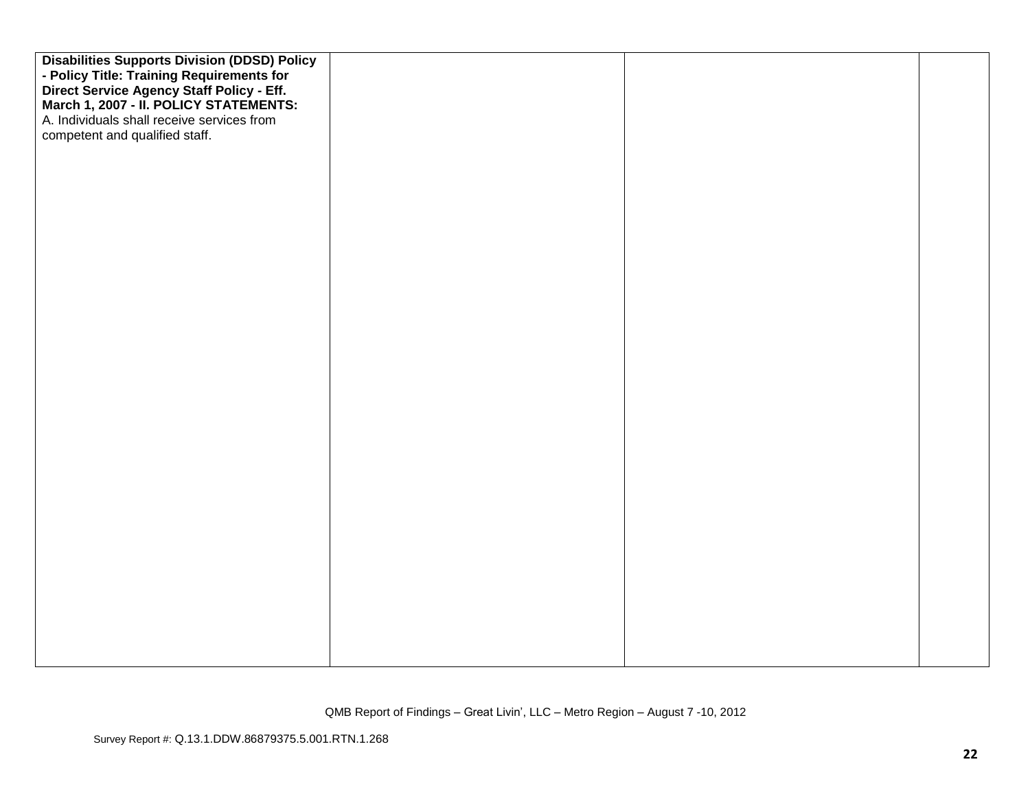| | | | |
|---|---|---|---|
| **Disabilities Supports Division (DDSD) Policy - Policy Title: Training Requirements for Direct Service Agency Staff Policy - Eff. March 1, 2007 - II. POLICY STATEMENTS:**<br>A. Individuals shall receive services from competent and qualified staff. | | | |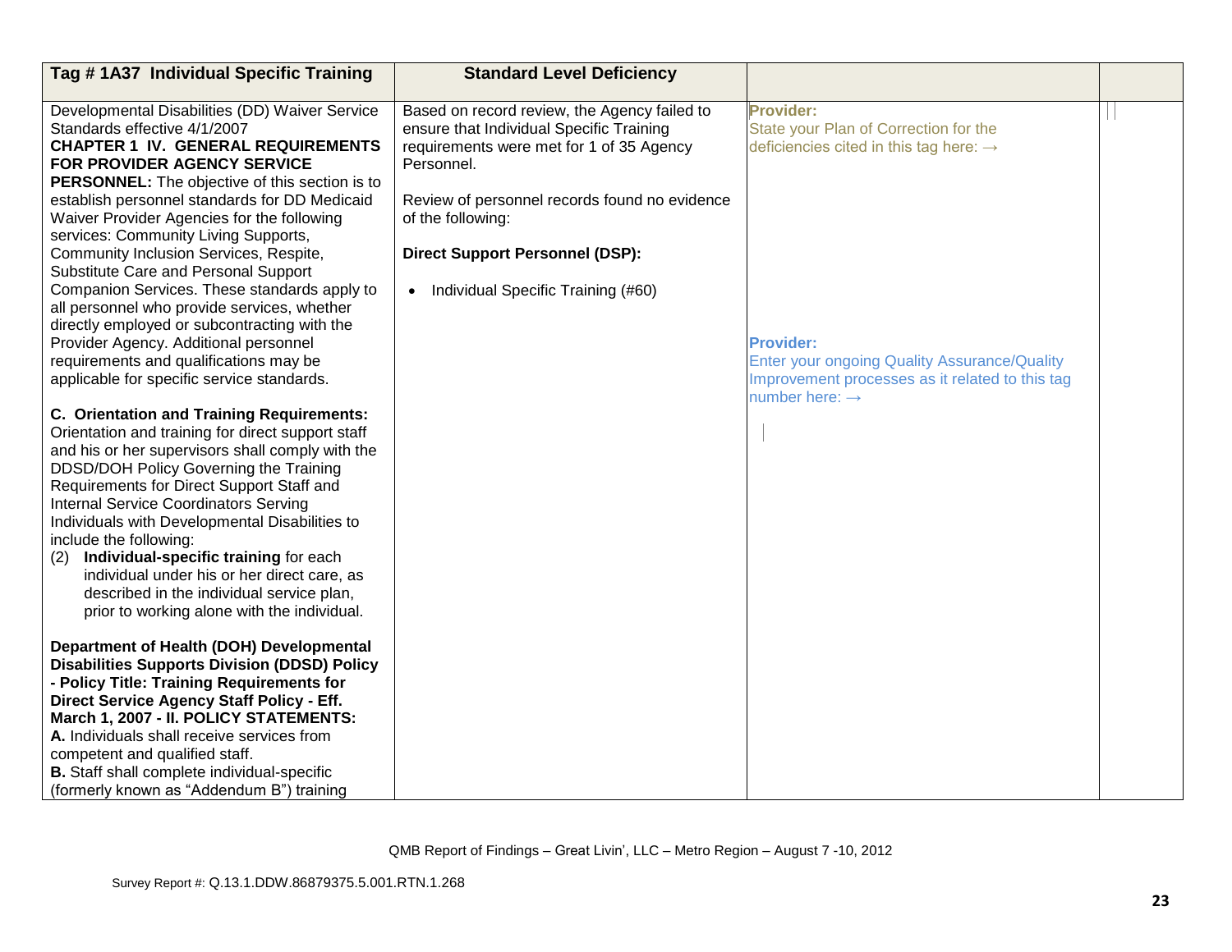| Tag # 1A37 Individual Specific Training | Standard Level Deficiency | | |
|---|---|---|---|
| Developmental Disabilities (DD) Waiver Service Standards effective 4/1/2007<br>**CHAPTER 1 IV. GENERAL REQUIREMENTS FOR PROVIDER AGENCY SERVICE PERSONNEL:** The objective of this section is to establish personnel standards for DD Medicaid Waiver Provider Agencies for the following services: Community Living Supports, Community Inclusion Services, Respite, Substitute Care and Personal Support Companion Services. These standards apply to all personnel who provide services, whether directly employed or subcontracting with the Provider Agency. Additional personnel requirements and qualifications may be applicable for specific service standards.<br><br>**C. Orientation and Training Requirements:** Orientation and training for direct support staff and his or her supervisors shall comply with the DDSD/DOH Policy Governing the Training Requirements for Direct Support Staff and Internal Service Coordinators Serving Individuals with Developmental Disabilities to include the following:<br>(2) **Individual-specific training** for each individual under his or her direct care, as described in the individual service plan, prior to working alone with the individual.<br><br>**Department of Health (DOH) Developmental Disabilities Supports Division (DDSD) Policy - Policy Title: Training Requirements for Direct Service Agency Staff Policy - Eff. March 1, 2007 - II. POLICY STATEMENTS:**<br>**A.** Individuals shall receive services from competent and qualified staff.<br>**B.** Staff shall complete individual-specific (formerly known as "Addendum B") training | Based on record review, the Agency failed to ensure that Individual Specific Training requirements were met for 1 of 35 Agency Personnel.<br><br>Review of personnel records found no evidence of the following:<br><br>**Direct Support Personnel (DSP):**<br><br>• Individual Specific Training (#60) | **Provider:**<br>State your Plan of Correction for the deficiencies cited in this tag here: →<br><br><br><br><br><br><br>**Provider:**<br>Enter your ongoing Quality Assurance/Quality Improvement processes as it related to this tag number here: → | |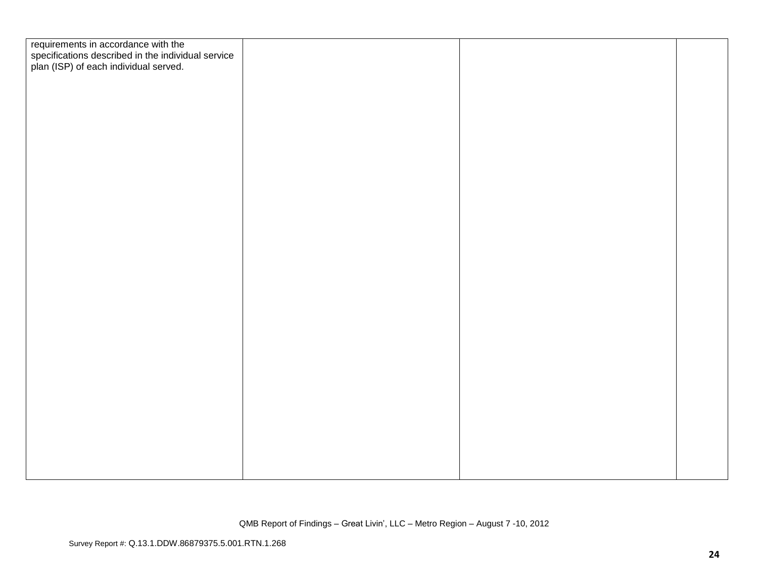| | | | |
|---|---|---|---|
| requirements in accordance with the specifications described in the individual service plan (ISP) of each individual served. | | | |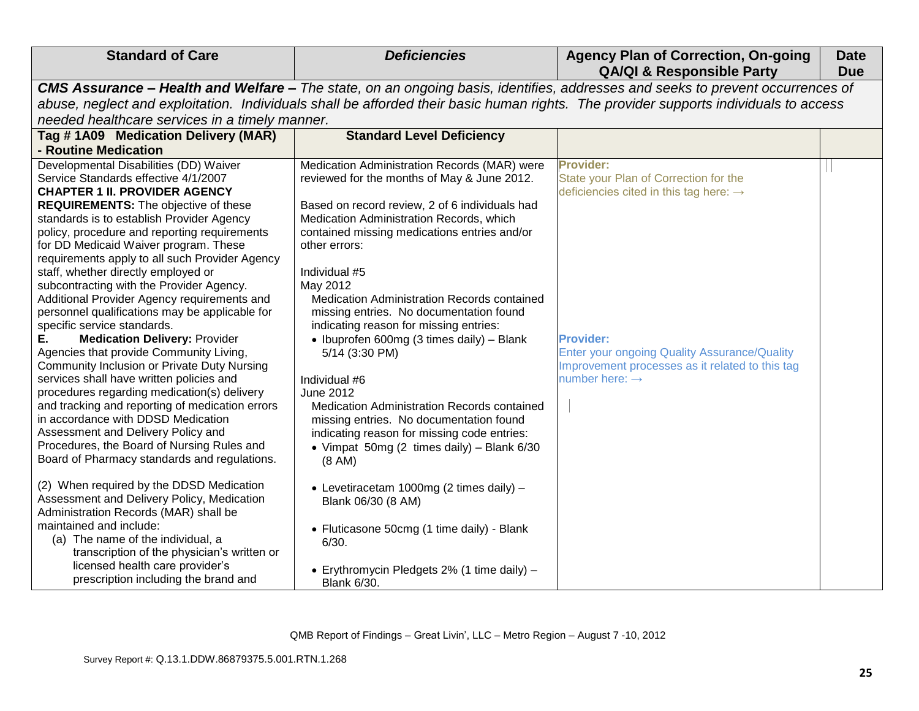| Standard of Care | *Deficiencies* | Agency Plan of Correction, On-going QA/QI & Responsible Party | Date Due |
|---|---|---|---|
| ***CMS Assurance – Health and Welfare –*** *The state, on an ongoing basis, identifies, addresses and seeks to prevent occurrences of abuse, neglect and exploitation. Individuals shall be afforded their basic human rights. The provider supports individuals to access needed healthcare services in a timely manner.* | | | |
| **Tag # 1A09 Medication Delivery (MAR) - Routine Medication** | **Standard Level Deficiency** | | |
| Developmental Disabilities (DD) Waiver Service Standards effective 4/1/2007<br>**CHAPTER 1 II. PROVIDER AGENCY REQUIREMENTS:** The objective of these standards is to establish Provider Agency policy, procedure and reporting requirements for DD Medicaid Waiver program. These requirements apply to all such Provider Agency staff, whether directly employed or subcontracting with the Provider Agency. Additional Provider Agency requirements and personnel qualifications may be applicable for specific service standards.<br>**E. Medication Delivery:** Provider Agencies that provide Community Living, Community Inclusion or Private Duty Nursing services shall have written policies and procedures regarding medication(s) delivery and tracking and reporting of medication errors in accordance with DDSD Medication Assessment and Delivery Policy and Procedures, the Board of Nursing Rules and Board of Pharmacy standards and regulations.<br><br>(2) When required by the DDSD Medication Assessment and Delivery Policy, Medication Administration Records (MAR) shall be maintained and include:<br>(a) The name of the individual, a transcription of the physician's written or licensed health care provider's prescription including the brand and | Medication Administration Records (MAR) were reviewed for the months of May & June 2012.<br><br>Based on record review, 2 of 6 individuals had Medication Administration Records, which contained missing medications entries and/or other errors:<br><br>Individual #5<br>May 2012<br>Medication Administration Records contained missing entries. No documentation found indicating reason for missing entries:<br>• Ibuprofen 600mg (3 times daily) – Blank 5/14 (3:30 PM)<br><br>Individual #6<br>June 2012<br>Medication Administration Records contained missing entries. No documentation found indicating reason for missing code entries:<br>• Vimpat 50mg (2 times daily) – Blank 6/30 (8 AM)<br><br>• Levetiracetam 1000mg (2 times daily) – Blank 06/30 (8 AM)<br><br>• Fluticasone 50cmg (1 time daily) - Blank 6/30.<br><br>• Erythromycin Pledgets 2% (1 time daily) – Blank 6/30. | **Provider:**<br>State your Plan of Correction for the deficiencies cited in this tag here: →<br><br><br><br><br><br><br>**Provider:**<br>Enter your ongoing Quality Assurance/Quality Improvement processes as it related to this tag number here: → | |

QMB Report of Findings – Great Livin', LLC – Metro Region – August 7 -10, 2012

Survey Report #: Q.13.1.DDW.86879375.5.001.RTN.1.268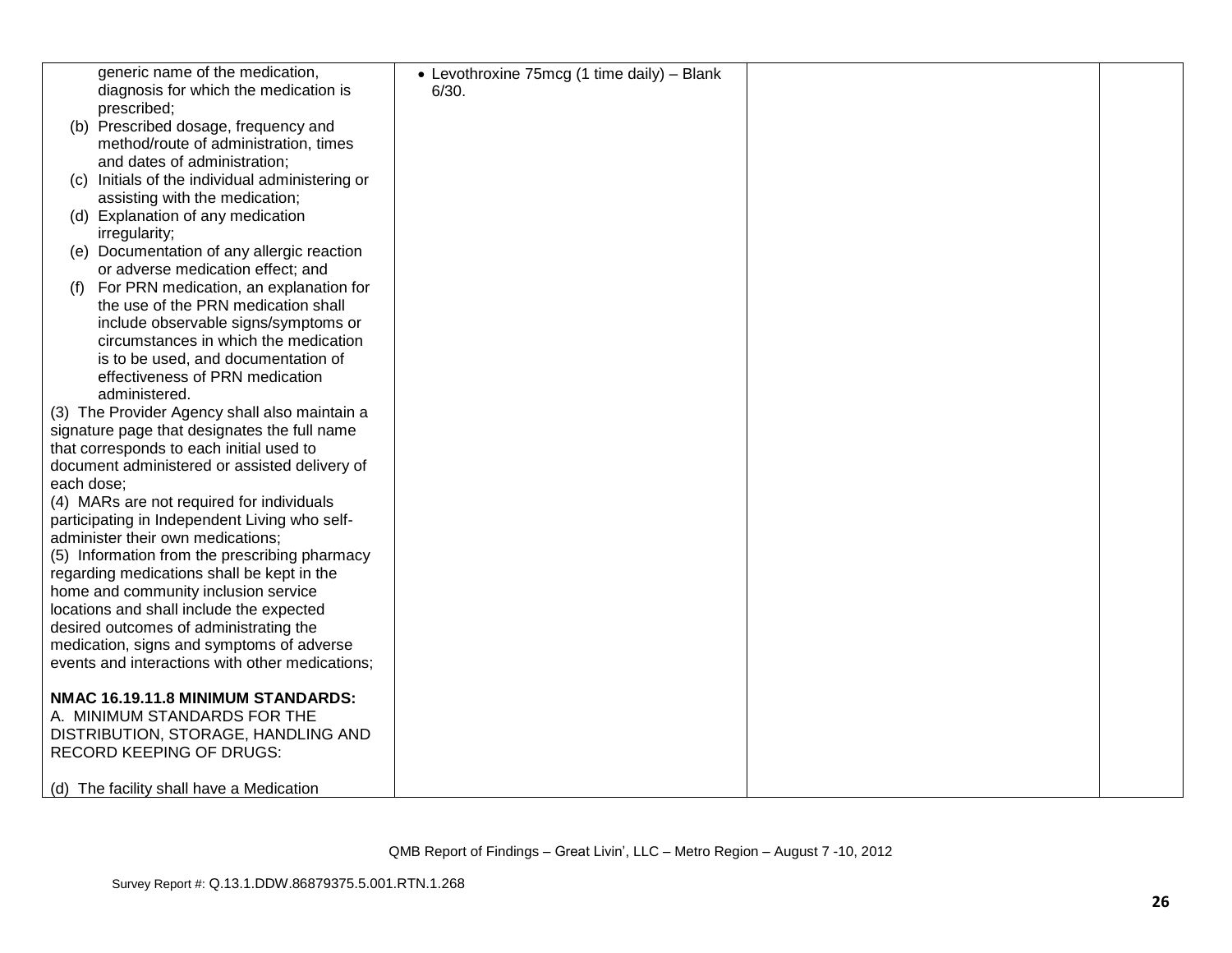| | | | |
|---|---|---|---|
| generic name of the medication, diagnosis for which the medication is prescribed;<br>(b) Prescribed dosage, frequency and method/route of administration, times and dates of administration;<br>(c) Initials of the individual administering or assisting with the medication;<br>(d) Explanation of any medication irregularity;<br>(e) Documentation of any allergic reaction or adverse medication effect; and<br>(f) For PRN medication, an explanation for the use of the PRN medication shall include observable signs/symptoms or circumstances in which the medication is to be used, and documentation of effectiveness of PRN medication administered.<br>(3) The Provider Agency shall also maintain a signature page that designates the full name that corresponds to each initial used to document administered or assisted delivery of each dose;<br>(4) MARs are not required for individuals participating in Independent Living who self-administer their own medications;<br>(5) Information from the prescribing pharmacy regarding medications shall be kept in the home and community inclusion service locations and shall include the expected desired outcomes of administrating the medication, signs and symptoms of adverse events and interactions with other medications;<br><br>**NMAC 16.19.11.8 MINIMUM STANDARDS:**<br>A. MINIMUM STANDARDS FOR THE DISTRIBUTION, STORAGE, HANDLING AND RECORD KEEPING OF DRUGS:<br><br>(d) The facility shall have a Medication | • Levothroxine 75mcg (1 time daily) – Blank 6/30. | | |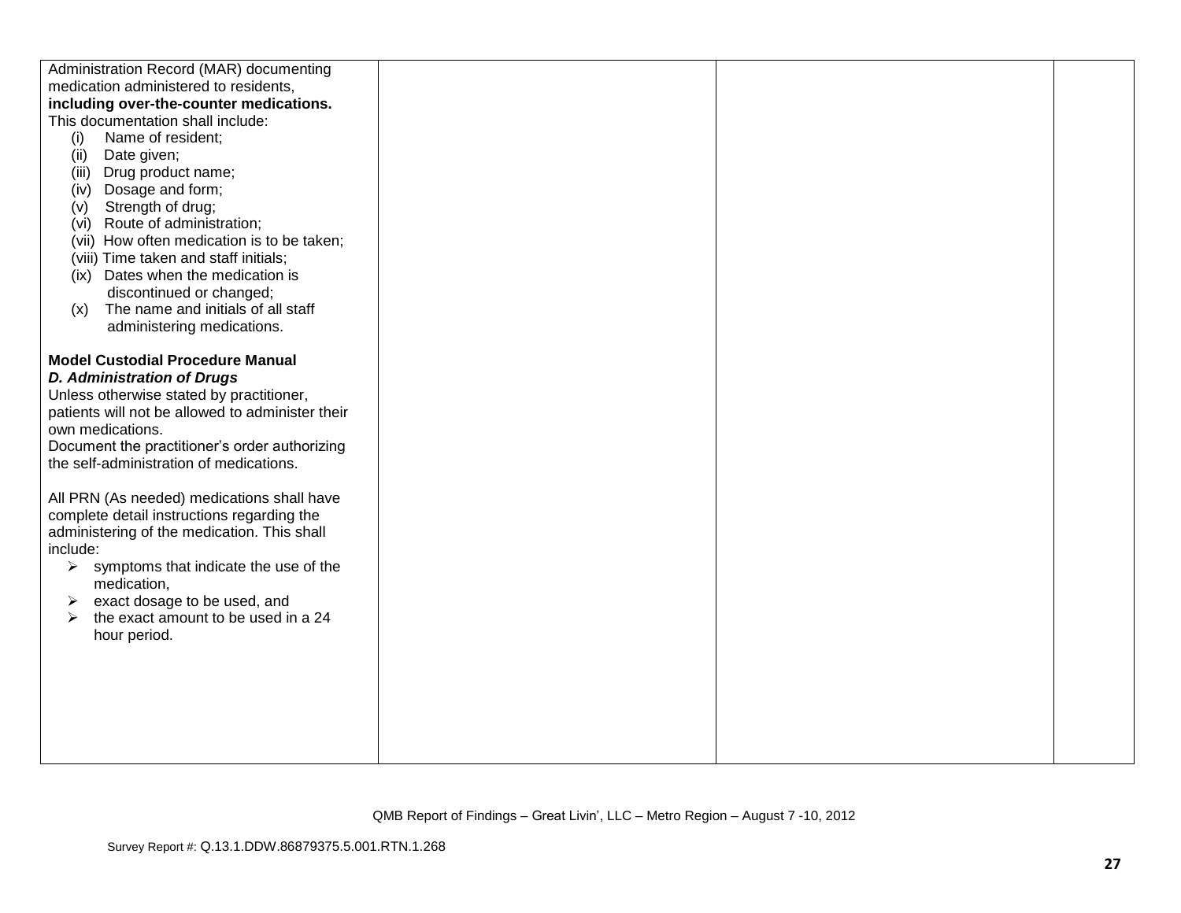| | | | |
|---|---|---|---|
| Administration Record (MAR) documenting medication administered to residents, **including over-the-counter medications.** This documentation shall include:<br>(i) Name of resident;<br>(ii) Date given;<br>(iii) Drug product name;<br>(iv) Dosage and form;<br>(v) Strength of drug;<br>(vi) Route of administration;<br>(vii) How often medication is to be taken;<br>(viii) Time taken and staff initials;<br>(ix) Dates when the medication is discontinued or changed;<br>(x) The name and initials of all staff administering medications.<br><br>**Model Custodial Procedure Manual**<br>***D. Administration of Drugs***<br>Unless otherwise stated by practitioner, patients will not be allowed to administer their own medications.<br>Document the practitioner's order authorizing the self-administration of medications.<br><br>All PRN (As needed) medications shall have complete detail instructions regarding the administering of the medication. This shall include:<br>➢ symptoms that indicate the use of the medication,<br>➢ exact dosage to be used, and<br>➢ the exact amount to be used in a 24 hour period. | | | |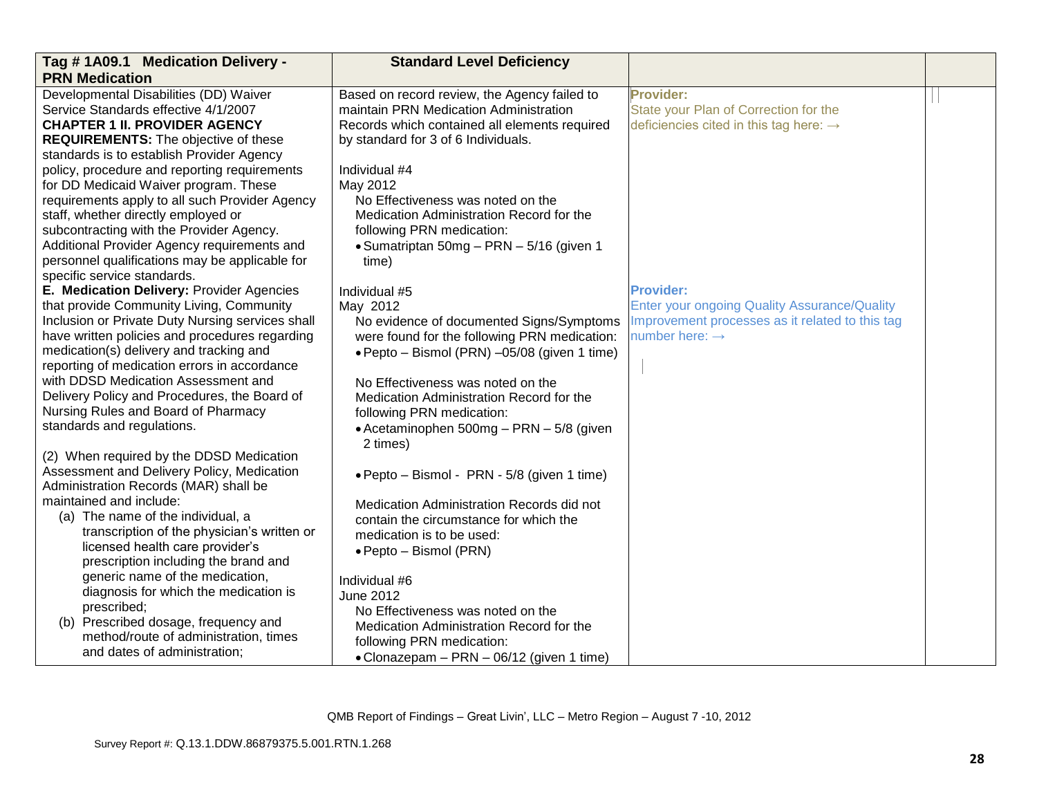| Tag # 1A09.1 Medication Delivery - PRN Medication | Standard Level Deficiency | | |
|---|---|---|---|
| Developmental Disabilities (DD) Waiver Service Standards effective 4/1/2007<br>**CHAPTER 1 II. PROVIDER AGENCY REQUIREMENTS:** The objective of these standards is to establish Provider Agency policy, procedure and reporting requirements for DD Medicaid Waiver program. These requirements apply to all such Provider Agency staff, whether directly employed or subcontracting with the Provider Agency. Additional Provider Agency requirements and personnel qualifications may be applicable for specific service standards.<br>**E. Medication Delivery:** Provider Agencies that provide Community Living, Community Inclusion or Private Duty Nursing services shall have written policies and procedures regarding medication(s) delivery and tracking and reporting of medication errors in accordance with DDSD Medication Assessment and Delivery Policy and Procedures, the Board of Nursing Rules and Board of Pharmacy standards and regulations.<br><br>(2) When required by the DDSD Medication Assessment and Delivery Policy, Medication Administration Records (MAR) shall be maintained and include:<br>(a) The name of the individual, a transcription of the physician's written or licensed health care provider's prescription including the brand and generic name of the medication, diagnosis for which the medication is prescribed;<br>(b) Prescribed dosage, frequency and method/route of administration, times and dates of administration; | Based on record review, the Agency failed to maintain PRN Medication Administration Records which contained all elements required by standard for 3 of 6 Individuals.<br><br>Individual #4<br>May 2012<br>No Effectiveness was noted on the Medication Administration Record for the following PRN medication:<br>• Sumatriptan 50mg – PRN – 5/16 (given 1 time)<br><br>Individual #5<br>May 2012<br>No evidence of documented Signs/Symptoms were found for the following PRN medication:<br>• Pepto – Bismol (PRN) –05/08 (given 1 time)<br><br>No Effectiveness was noted on the Medication Administration Record for the following PRN medication:<br>• Acetaminophen 500mg – PRN – 5/8 (given 2 times)<br><br>• Pepto – Bismol - PRN - 5/8 (given 1 time)<br><br>Medication Administration Records did not contain the circumstance for which the medication is to be used:<br>• Pepto – Bismol (PRN)<br><br>Individual #6<br>June 2012<br>No Effectiveness was noted on the Medication Administration Record for the following PRN medication:<br>• Clonazepam – PRN – 06/12 (given 1 time) | **Provider:**<br>State your Plan of Correction for the deficiencies cited in this tag here: →<br><br>**Provider:**<br>Enter your ongoing Quality Assurance/Quality Improvement processes as it related to this tag number here: → | |

QMB Report of Findings – Great Livin', LLC – Metro Region – August 7 -10, 2012

Survey Report #: Q.13.1.DDW.86879375.5.001.RTN.1.268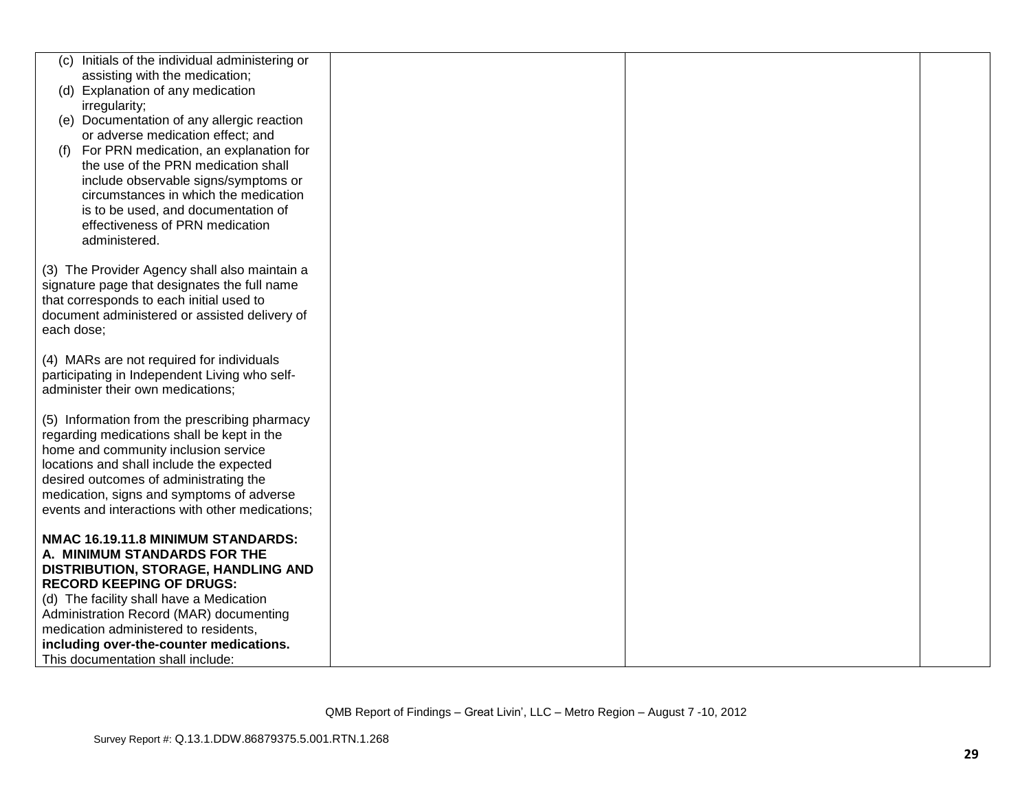| | | | |
|---|---|---|---|
| (c) Initials of the individual administering or assisting with the medication;<br>(d) Explanation of any medication irregularity;<br>(e) Documentation of any allergic reaction or adverse medication effect; and<br>(f) For PRN medication, an explanation for the use of the PRN medication shall include observable signs/symptoms or circumstances in which the medication is to be used, and documentation of effectiveness of PRN medication administered.<br><br>(3) The Provider Agency shall also maintain a signature page that designates the full name that corresponds to each initial used to document administered or assisted delivery of each dose;<br><br>(4) MARs are not required for individuals participating in Independent Living who self-administer their own medications;<br><br>(5) Information from the prescribing pharmacy regarding medications shall be kept in the home and community inclusion service locations and shall include the expected desired outcomes of administrating the medication, signs and symptoms of adverse events and interactions with other medications;<br><br>**NMAC 16.19.11.8 MINIMUM STANDARDS: A. MINIMUM STANDARDS FOR THE DISTRIBUTION, STORAGE, HANDLING AND RECORD KEEPING OF DRUGS:**<br>(d) The facility shall have a Medication Administration Record (MAR) documenting medication administered to residents, **including over-the-counter medications.** This documentation shall include: | | | |

QMB Report of Findings – Great Livin', LLC – Metro Region – August 7 -10, 2012

Survey Report #: Q.13.1.DDW.86879375.5.001.RTN.1.268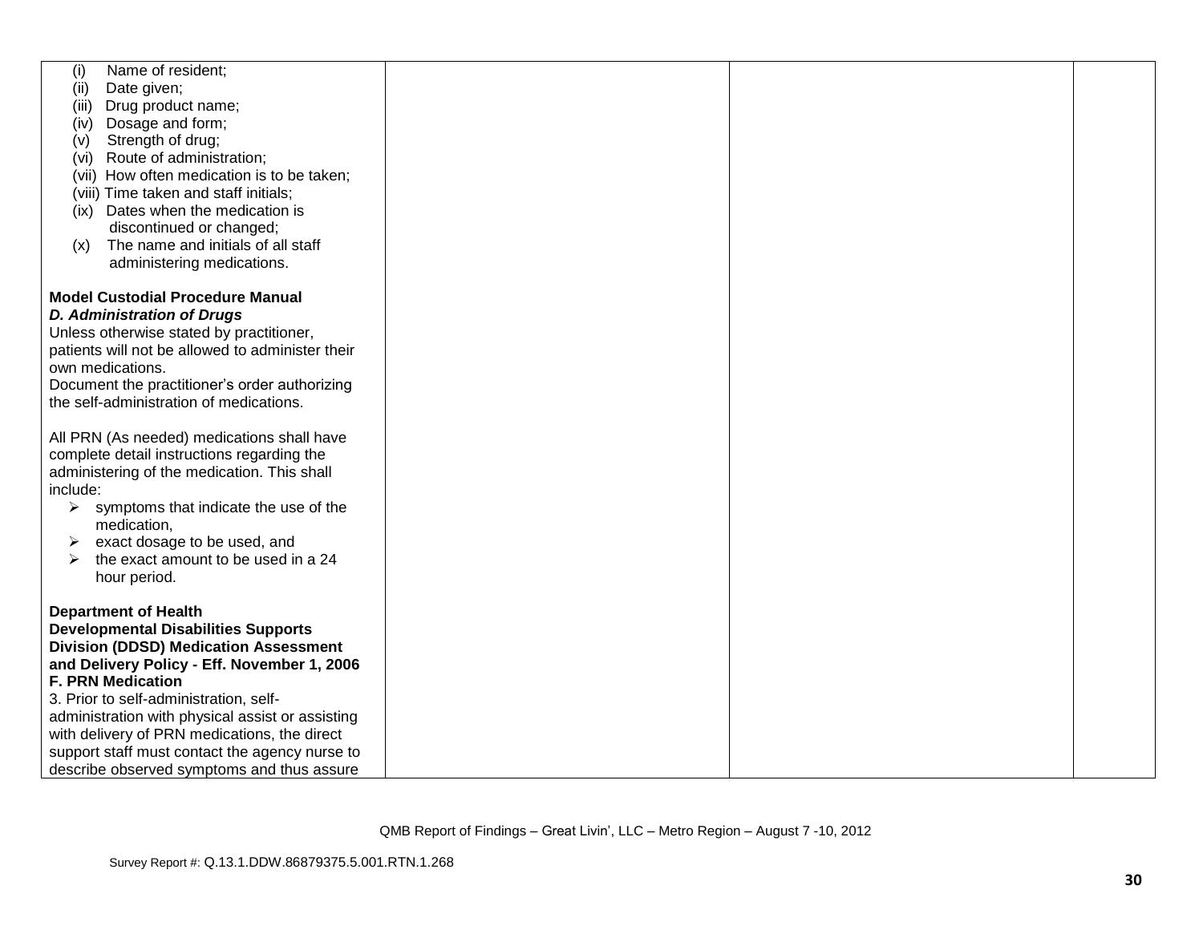| | | | |
|---|---|---|---|
| (i) Name of resident;<br>(ii) Date given;<br>(iii) Drug product name;<br>(iv) Dosage and form;<br>(v) Strength of drug;<br>(vi) Route of administration;<br>(vii) How often medication is to be taken;<br>(viii) Time taken and staff initials;<br>(ix) Dates when the medication is discontinued or changed;<br>(x) The name and initials of all staff administering medications.<br><br>**Model Custodial Procedure Manual**<br>***D. Administration of Drugs***<br>Unless otherwise stated by practitioner, patients will not be allowed to administer their own medications.<br>Document the practitioner's order authorizing the self-administration of medications.<br><br>All PRN (As needed) medications shall have complete detail instructions regarding the administering of the medication. This shall include:<br>➢ symptoms that indicate the use of the medication,<br>➢ exact dosage to be used, and<br>➢ the exact amount to be used in a 24 hour period.<br><br>**Department of Health Developmental Disabilities Supports Division (DDSD) Medication Assessment and Delivery Policy - Eff. November 1, 2006**<br>**F. PRN Medication**<br>3. Prior to self-administration, self-administration with physical assist or assisting with delivery of PRN medications, the direct support staff must contact the agency nurse to describe observed symptoms and thus assure | | | |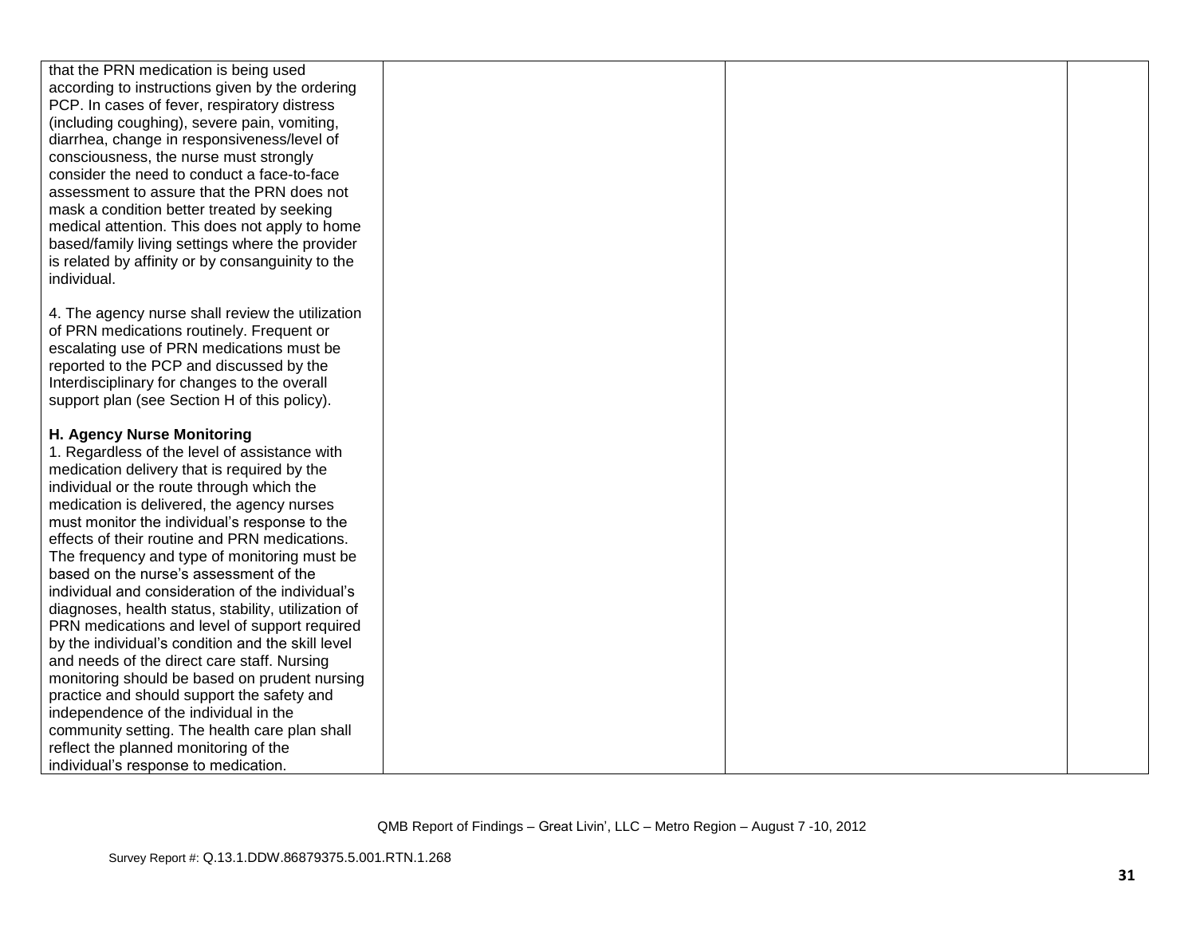| | | | |
|---|---|---|---|
| that the PRN medication is being used according to instructions given by the ordering PCP. In cases of fever, respiratory distress (including coughing), severe pain, vomiting, diarrhea, change in responsiveness/level of consciousness, the nurse must strongly consider the need to conduct a face-to-face assessment to assure that the PRN does not mask a condition better treated by seeking medical attention. This does not apply to home based/family living settings where the provider is related by affinity or by consanguinity to the individual.<br><br>4. The agency nurse shall review the utilization of PRN medications routinely. Frequent or escalating use of PRN medications must be reported to the PCP and discussed by the Interdisciplinary for changes to the overall support plan (see Section H of this policy).<br><br>**H. Agency Nurse Monitoring**<br>1. Regardless of the level of assistance with medication delivery that is required by the individual or the route through which the medication is delivered, the agency nurses must monitor the individual's response to the effects of their routine and PRN medications. The frequency and type of monitoring must be based on the nurse's assessment of the individual and consideration of the individual's diagnoses, health status, stability, utilization of PRN medications and level of support required by the individual's condition and the skill level and needs of the direct care staff. Nursing monitoring should be based on prudent nursing practice and should support the safety and independence of the individual in the community setting. The health care plan shall reflect the planned monitoring of the individual's response to medication. | | | |

QMB Report of Findings – Great Livin', LLC – Metro Region – August 7 -10, 2012

Survey Report #: Q.13.1.DDW.86879375.5.001.RTN.1.268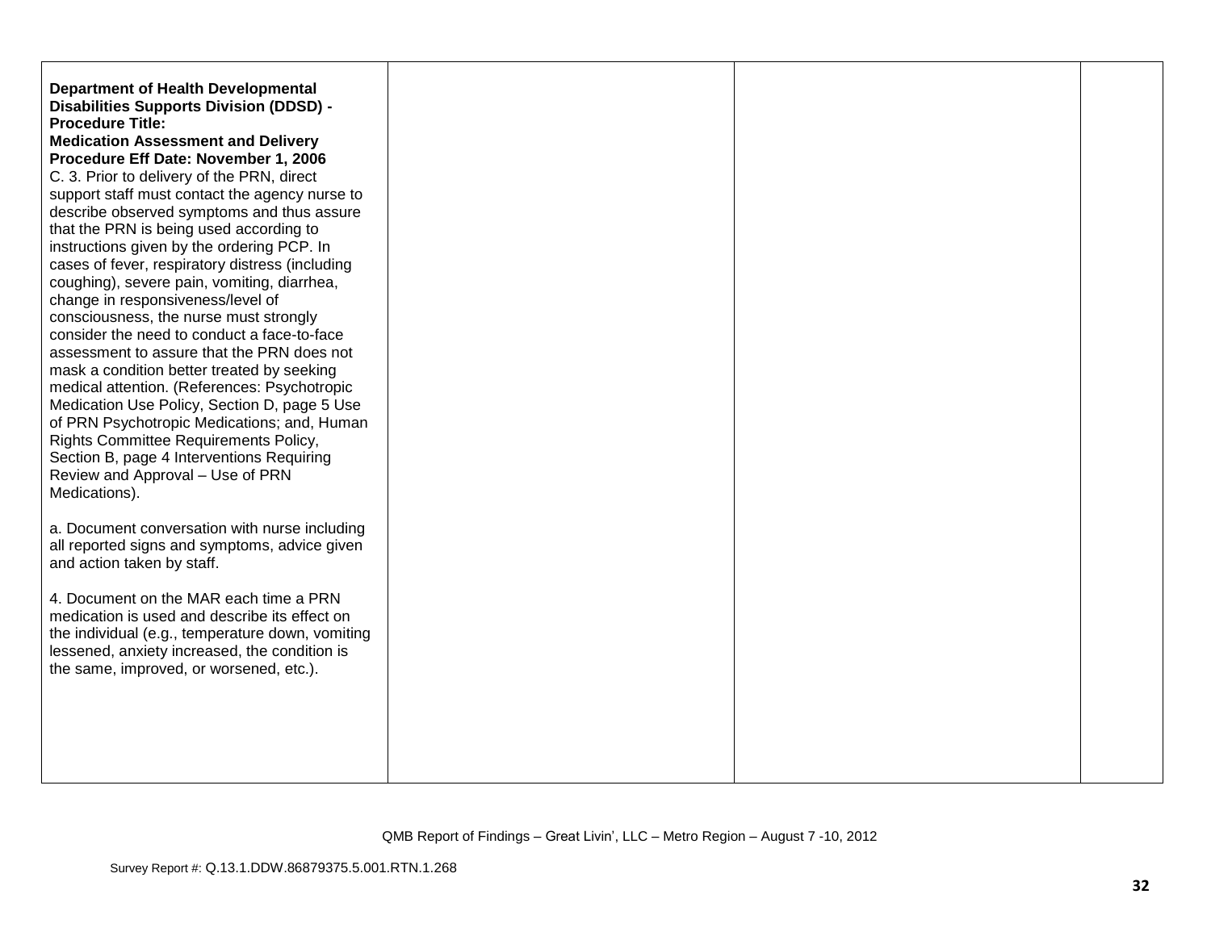| | | | |
|---|---|---|---|
| **Department of Health Developmental Disabilities Supports Division (DDSD) - Procedure Title: Medication Assessment and Delivery Procedure Eff Date: November 1, 2006**<br>C. 3. Prior to delivery of the PRN, direct support staff must contact the agency nurse to describe observed symptoms and thus assure that the PRN is being used according to instructions given by the ordering PCP. In cases of fever, respiratory distress (including coughing), severe pain, vomiting, diarrhea, change in responsiveness/level of consciousness, the nurse must strongly consider the need to conduct a face-to-face assessment to assure that the PRN does not mask a condition better treated by seeking medical attention. (References: Psychotropic Medication Use Policy, Section D, page 5 Use of PRN Psychotropic Medications; and, Human Rights Committee Requirements Policy, Section B, page 4 Interventions Requiring Review and Approval – Use of PRN Medications).<br><br>a. Document conversation with nurse including all reported signs and symptoms, advice given and action taken by staff.<br><br>4. Document on the MAR each time a PRN medication is used and describe its effect on the individual (e.g., temperature down, vomiting lessened, anxiety increased, the condition is the same, improved, or worsened, etc.). | | | |

QMB Report of Findings – Great Livin', LLC – Metro Region – August 7 -10, 2012

Survey Report #: Q.13.1.DDW.86879375.5.001.RTN.1.268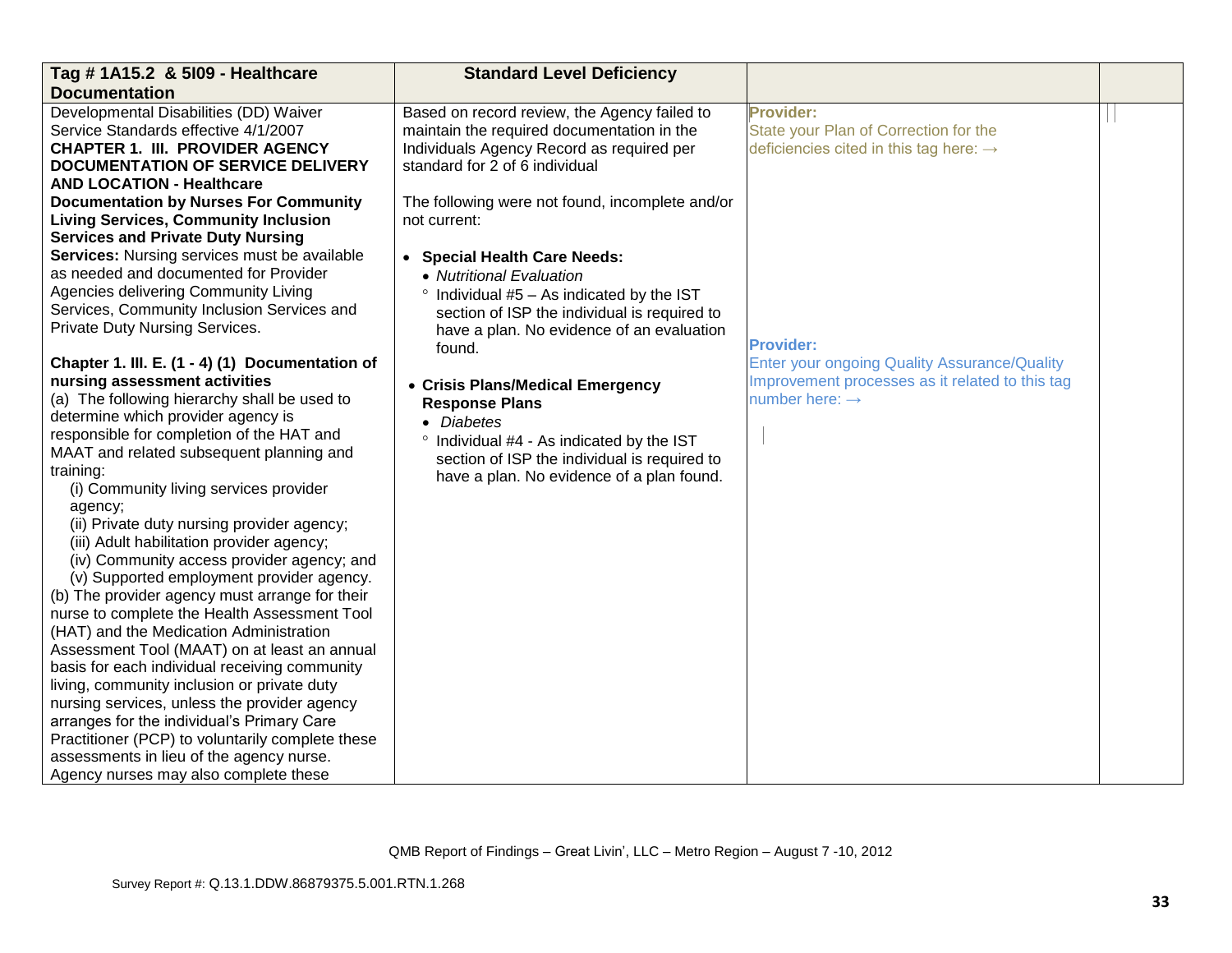| Tag # 1A15.2 & 5I09 - Healthcare Documentation | Standard Level Deficiency | | |
|---|---|---|---|
| Developmental Disabilities (DD) Waiver Service Standards effective 4/1/2007<br>**CHAPTER 1. III. PROVIDER AGENCY DOCUMENTATION OF SERVICE DELIVERY AND LOCATION - Healthcare Documentation by Nurses For Community Living Services, Community Inclusion Services and Private Duty Nursing Services:** Nursing services must be available as needed and documented for Provider Agencies delivering Community Living Services, Community Inclusion Services and Private Duty Nursing Services.<br><br>**Chapter 1. III. E. (1 - 4) (1) Documentation of nursing assessment activities**<br>(a) The following hierarchy shall be used to determine which provider agency is responsible for completion of the HAT and MAAT and related subsequent planning and training:<br>(i) Community living services provider agency;<br>(ii) Private duty nursing provider agency;<br>(iii) Adult habilitation provider agency;<br>(iv) Community access provider agency; and<br>(v) Supported employment provider agency.<br>(b) The provider agency must arrange for their nurse to complete the Health Assessment Tool (HAT) and the Medication Administration Assessment Tool (MAAT) on at least an annual basis for each individual receiving community living, community inclusion or private duty nursing services, unless the provider agency arranges for the individual's Primary Care Practitioner (PCP) to voluntarily complete these assessments in lieu of the agency nurse. Agency nurses may also complete these | Based on record review, the Agency failed to maintain the required documentation in the Individuals Agency Record as required per standard for 2 of 6 individual<br><br>The following were not found, incomplete and/or not current:<br><br>• **Special Health Care Needs:**<br>  • *Nutritional Evaluation*<br>    ° Individual #5 – As indicated by the IST section of ISP the individual is required to have a plan. No evidence of an evaluation found.<br><br>• **Crisis Plans/Medical Emergency Response Plans**<br>  • *Diabetes*<br>    ° Individual #4 - As indicated by the IST section of ISP the individual is required to have a plan. No evidence of a plan found. | **Provider:**<br>State your Plan of Correction for the deficiencies cited in this tag here: →<br><br>**Provider:**<br>Enter your ongoing Quality Assurance/Quality Improvement processes as it related to this tag number here: → | |

QMB Report of Findings – Great Livin', LLC – Metro Region – August 7 -10, 2012

Survey Report #: Q.13.1.DDW.86879375.5.001.RTN.1.268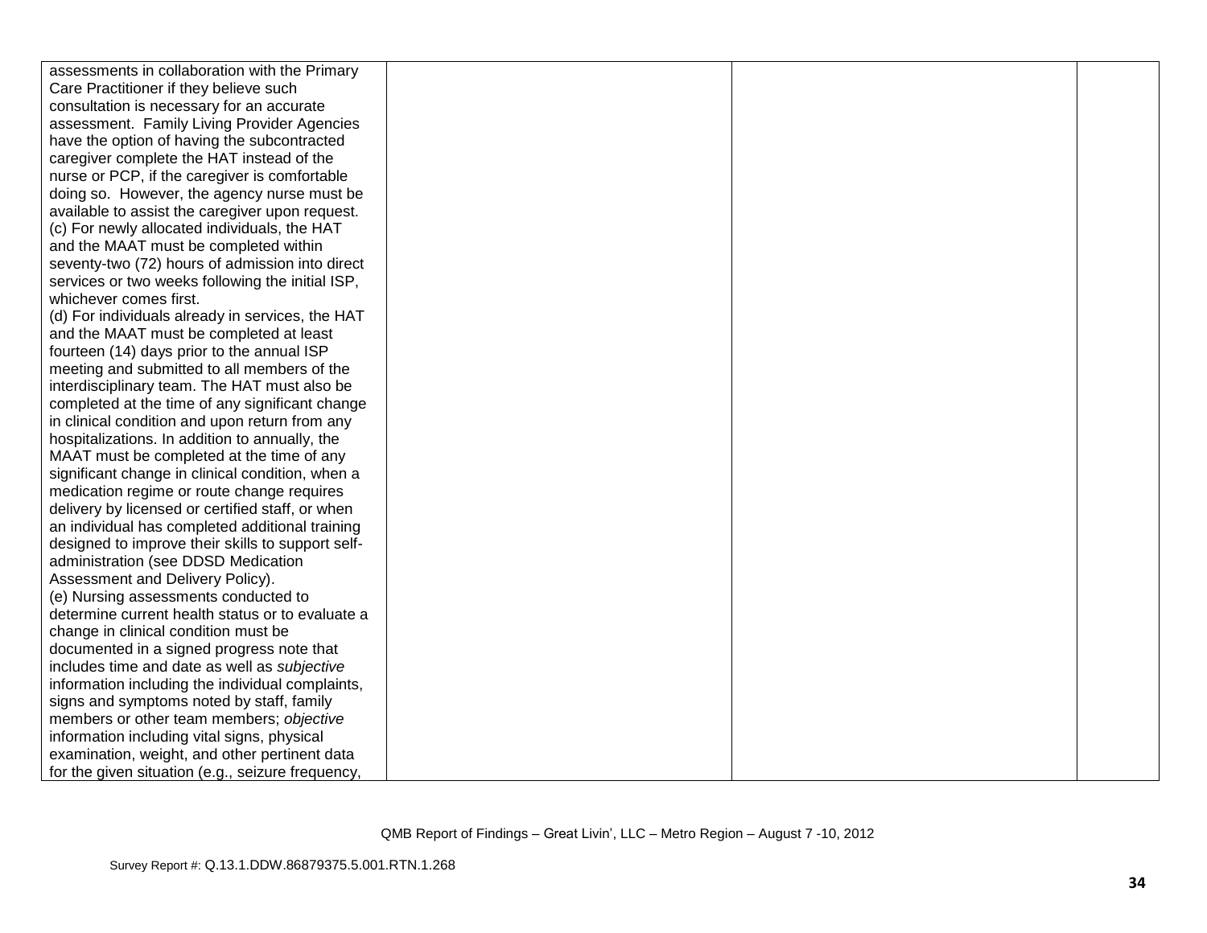| | | | |
|---|---|---|---|
| assessments in collaboration with the Primary Care Practitioner if they believe such consultation is necessary for an accurate assessment. Family Living Provider Agencies have the option of having the subcontracted caregiver complete the HAT instead of the nurse or PCP, if the caregiver is comfortable doing so. However, the agency nurse must be available to assist the caregiver upon request.<br>(c) For newly allocated individuals, the HAT and the MAAT must be completed within seventy-two (72) hours of admission into direct services or two weeks following the initial ISP, whichever comes first.<br>(d) For individuals already in services, the HAT and the MAAT must be completed at least fourteen (14) days prior to the annual ISP meeting and submitted to all members of the interdisciplinary team. The HAT must also be completed at the time of any significant change in clinical condition and upon return from any hospitalizations. In addition to annually, the MAAT must be completed at the time of any significant change in clinical condition, when a medication regime or route change requires delivery by licensed or certified staff, or when an individual has completed additional training designed to improve their skills to support self-administration (see DDSD Medication Assessment and Delivery Policy).<br>(e) Nursing assessments conducted to determine current health status or to evaluate a change in clinical condition must be documented in a signed progress note that includes time and date as well as *subjective* information including the individual complaints, signs and symptoms noted by staff, family members or other team members; *objective* information including vital signs, physical examination, weight, and other pertinent data for the given situation (e.g., seizure frequency, | | | |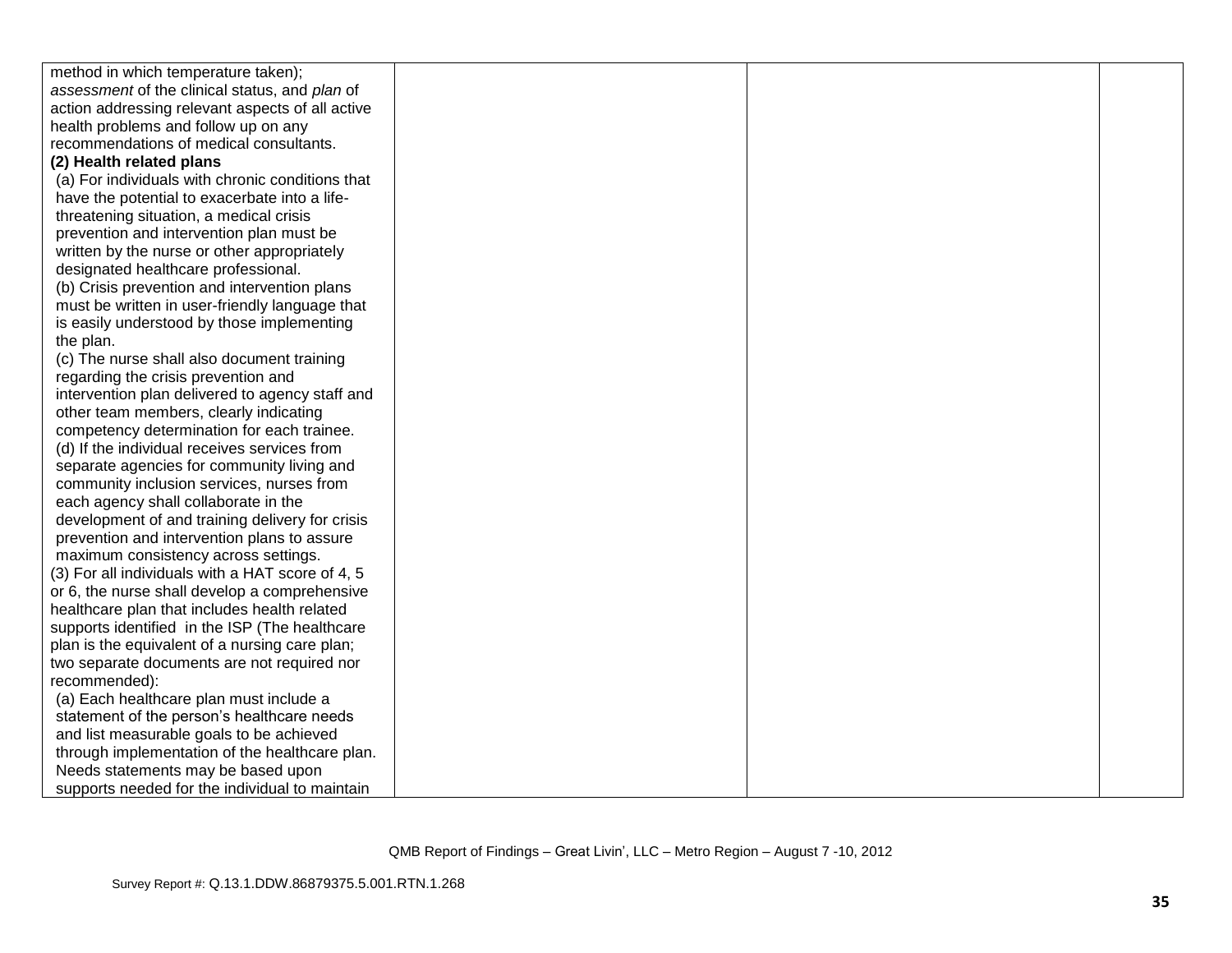| | | | |
|---|---|---|---|
| method in which temperature taken); *assessment* of the clinical status, and *plan* of action addressing relevant aspects of all active health problems and follow up on any recommendations of medical consultants.<br>**(2) Health related plans**<br>(a) For individuals with chronic conditions that have the potential to exacerbate into a life-threatening situation, a medical crisis prevention and intervention plan must be written by the nurse or other appropriately designated healthcare professional.<br>(b) Crisis prevention and intervention plans must be written in user-friendly language that is easily understood by those implementing the plan.<br>(c) The nurse shall also document training regarding the crisis prevention and intervention plan delivered to agency staff and other team members, clearly indicating competency determination for each trainee.<br>(d) If the individual receives services from separate agencies for community living and community inclusion services, nurses from each agency shall collaborate in the development of and training delivery for crisis prevention and intervention plans to assure maximum consistency across settings.<br>(3) For all individuals with a HAT score of 4, 5 or 6, the nurse shall develop a comprehensive healthcare plan that includes health related supports identified in the ISP (The healthcare plan is the equivalent of a nursing care plan; two separate documents are not required nor recommended):<br>(a) Each healthcare plan must include a statement of the person's healthcare needs and list measurable goals to be achieved through implementation of the healthcare plan. Needs statements may be based upon supports needed for the individual to maintain | | | |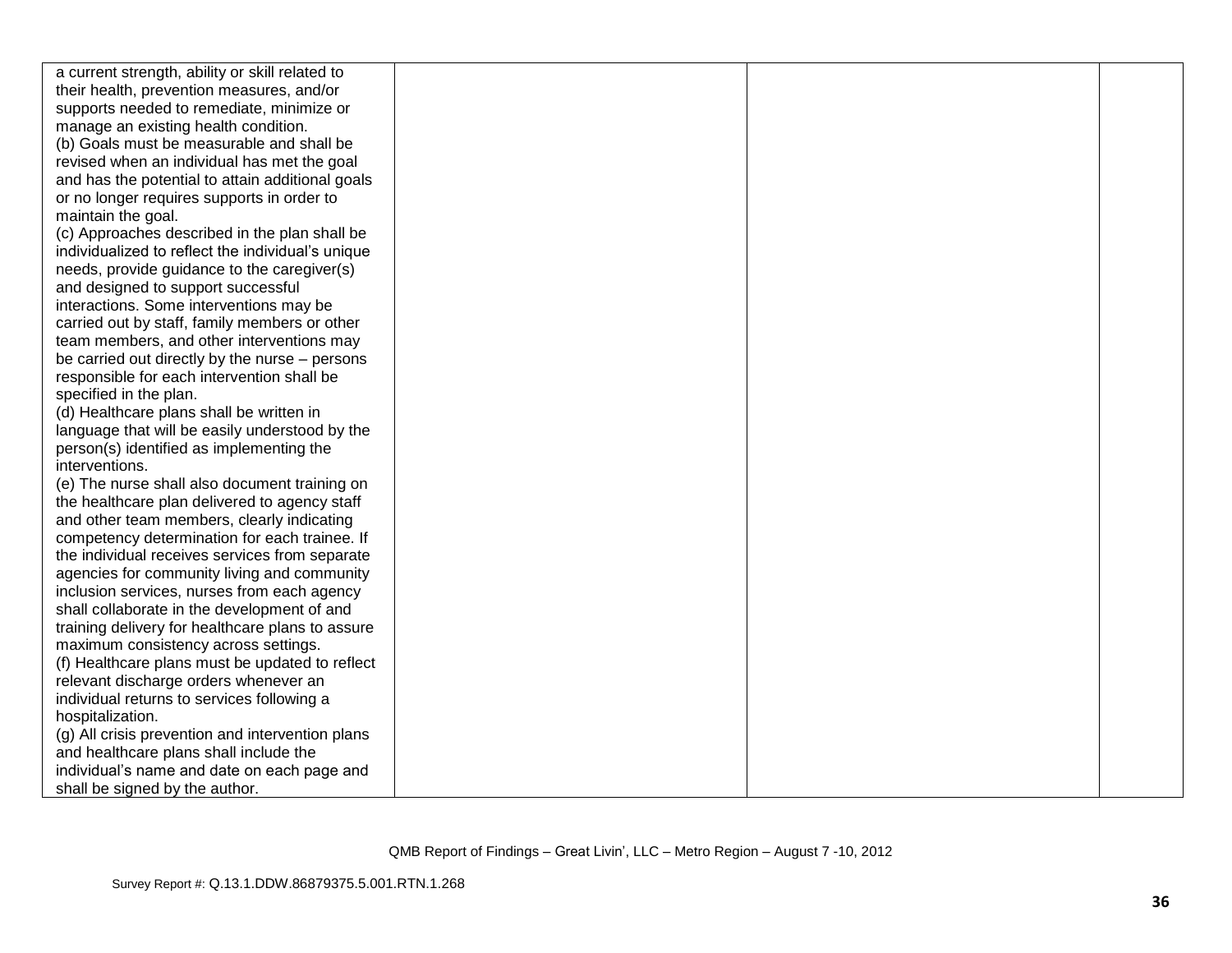| | | | |
|---|---|---|---|
| a current strength, ability or skill related to their health, prevention measures, and/or supports needed to remediate, minimize or manage an existing health condition.<br>(b) Goals must be measurable and shall be revised when an individual has met the goal and has the potential to attain additional goals or no longer requires supports in order to maintain the goal.<br>(c) Approaches described in the plan shall be individualized to reflect the individual's unique needs, provide guidance to the caregiver(s) and designed to support successful interactions. Some interventions may be carried out by staff, family members or other team members, and other interventions may be carried out directly by the nurse – persons responsible for each intervention shall be specified in the plan.<br>(d) Healthcare plans shall be written in language that will be easily understood by the person(s) identified as implementing the interventions.<br>(e) The nurse shall also document training on the healthcare plan delivered to agency staff and other team members, clearly indicating competency determination for each trainee. If the individual receives services from separate agencies for community living and community inclusion services, nurses from each agency shall collaborate in the development of and training delivery for healthcare plans to assure maximum consistency across settings.<br>(f) Healthcare plans must be updated to reflect relevant discharge orders whenever an individual returns to services following a hospitalization.<br>(g) All crisis prevention and intervention plans and healthcare plans shall include the individual's name and date on each page and shall be signed by the author. | | | |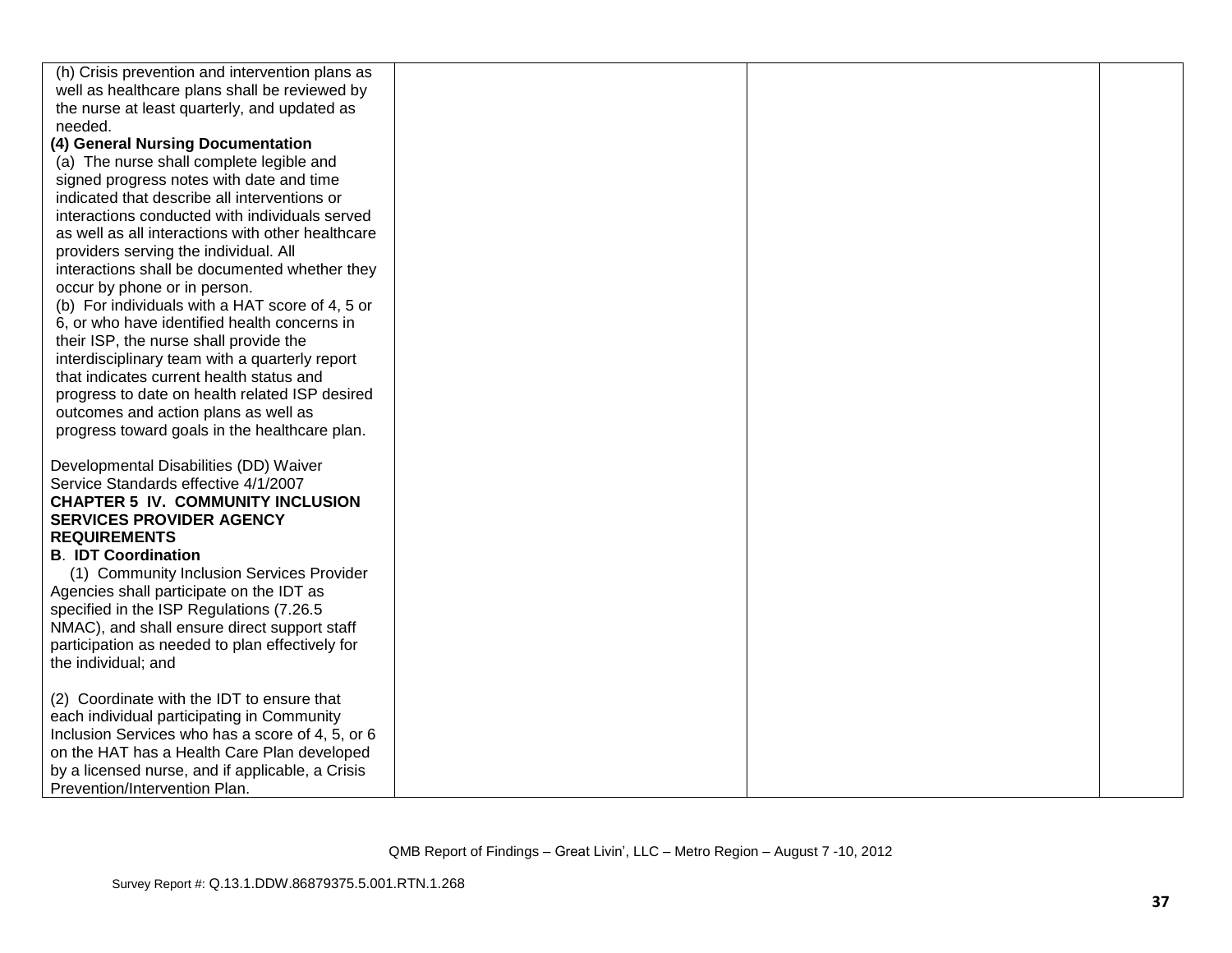| | | | |
|---|---|---|---|
| (h) Crisis prevention and intervention plans as well as healthcare plans shall be reviewed by the nurse at least quarterly, and updated as needed.<br>**(4) General Nursing Documentation**<br>(a) The nurse shall complete legible and signed progress notes with date and time indicated that describe all interventions or interactions conducted with individuals served as well as all interactions with other healthcare providers serving the individual. All interactions shall be documented whether they occur by phone or in person.<br>(b) For individuals with a HAT score of 4, 5 or 6, or who have identified health concerns in their ISP, the nurse shall provide the interdisciplinary team with a quarterly report that indicates current health status and progress to date on health related ISP desired outcomes and action plans as well as progress toward goals in the healthcare plan.<br><br>Developmental Disabilities (DD) Waiver Service Standards effective 4/1/2007<br>**CHAPTER 5 IV. COMMUNITY INCLUSION SERVICES PROVIDER AGENCY REQUIREMENTS**<br>**B. IDT Coordination**<br>(1) Community Inclusion Services Provider Agencies shall participate on the IDT as specified in the ISP Regulations (7.26.5 NMAC), and shall ensure direct support staff participation as needed to plan effectively for the individual; and<br><br>(2) Coordinate with the IDT to ensure that each individual participating in Community Inclusion Services who has a score of 4, 5, or 6 on the HAT has a Health Care Plan developed by a licensed nurse, and if applicable, a Crisis Prevention/Intervention Plan. | | | |

QMB Report of Findings – Great Livin', LLC – Metro Region – August 7 -10, 2012

Survey Report #: Q.13.1.DDW.86879375.5.001.RTN.1.268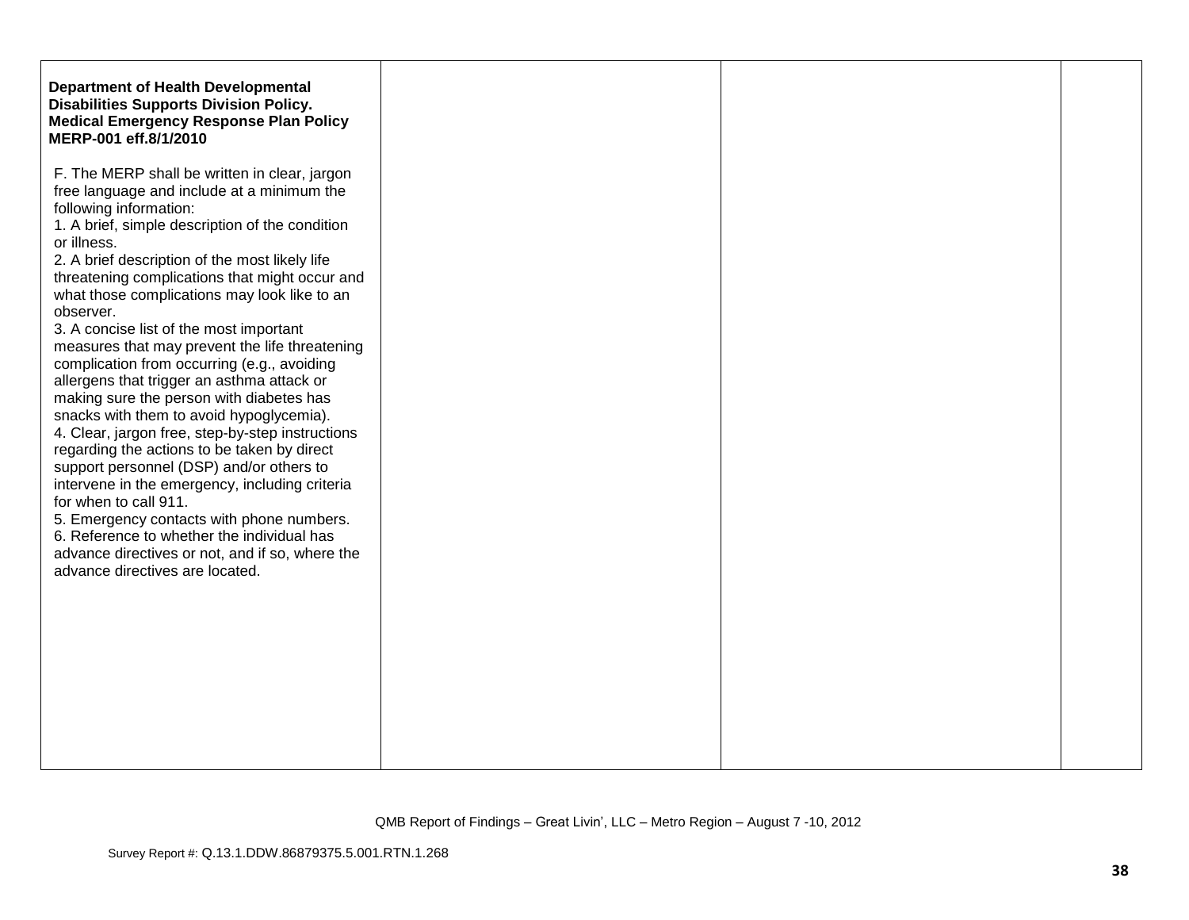| | | | |
|---|---|---|---|
| **Department of Health Developmental Disabilities Supports Division Policy. Medical Emergency Response Plan Policy MERP-001 eff.8/1/2010**<br><br>F. The MERP shall be written in clear, jargon free language and include at a minimum the following information:<br>1. A brief, simple description of the condition or illness.<br>2. A brief description of the most likely life threatening complications that might occur and what those complications may look like to an observer.<br>3. A concise list of the most important measures that may prevent the life threatening complication from occurring (e.g., avoiding allergens that trigger an asthma attack or making sure the person with diabetes has snacks with them to avoid hypoglycemia).<br>4. Clear, jargon free, step-by-step instructions regarding the actions to be taken by direct support personnel (DSP) and/or others to intervene in the emergency, including criteria for when to call 911.<br>5. Emergency contacts with phone numbers.<br>6. Reference to whether the individual has advance directives or not, and if so, where the advance directives are located. | | | |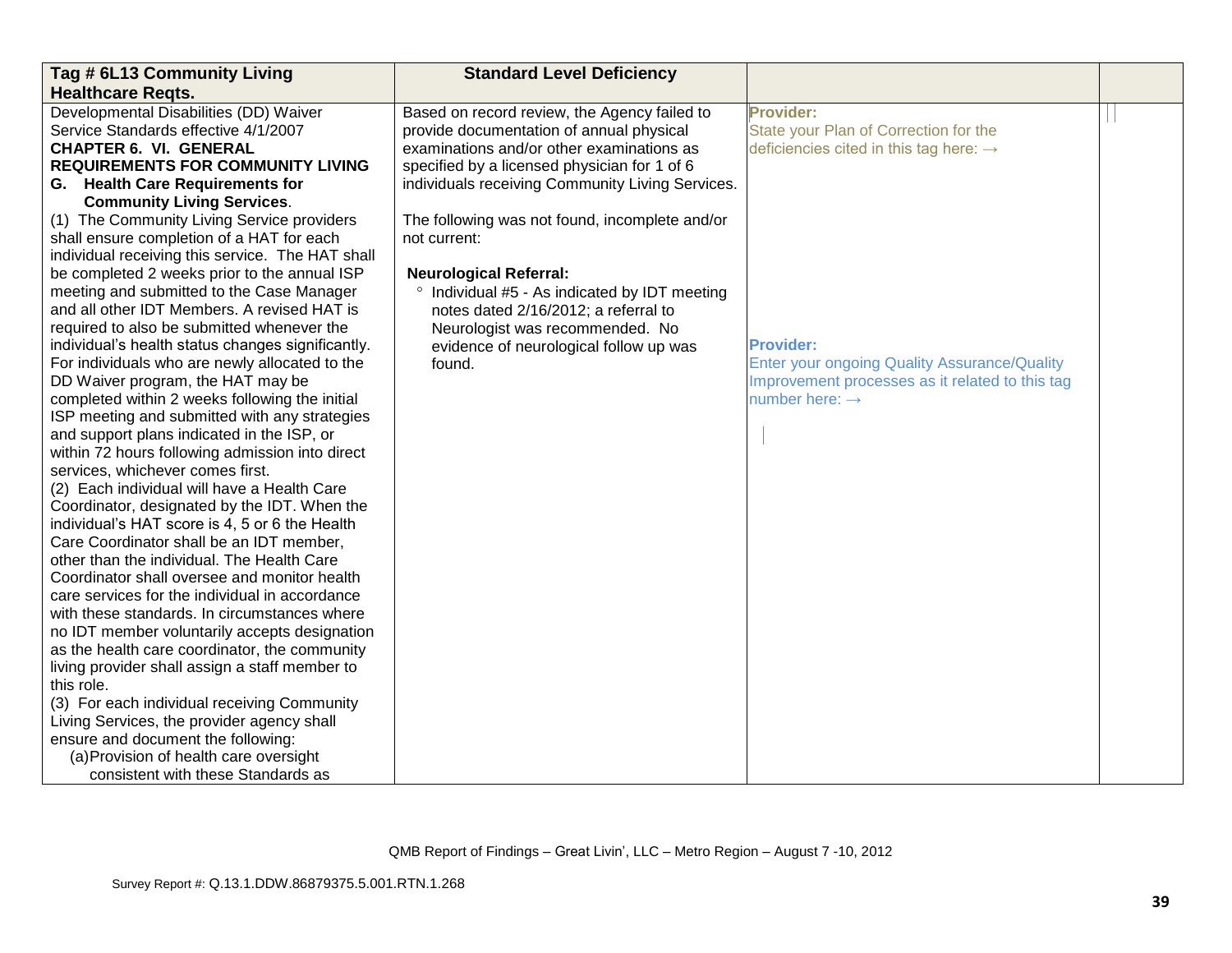| Tag # 6L13 Community Living Healthcare Reqts. | Standard Level Deficiency | | |
|---|---|---|---|
| Developmental Disabilities (DD) Waiver Service Standards effective 4/1/2007<br>**CHAPTER 6. VI. GENERAL REQUIREMENTS FOR COMMUNITY LIVING**<br>**G. Health Care Requirements for Community Living Services**.<br>(1) The Community Living Service providers shall ensure completion of a HAT for each individual receiving this service. The HAT shall be completed 2 weeks prior to the annual ISP meeting and submitted to the Case Manager and all other IDT Members. A revised HAT is required to also be submitted whenever the individual's health status changes significantly. For individuals who are newly allocated to the DD Waiver program, the HAT may be completed within 2 weeks following the initial ISP meeting and submitted with any strategies and support plans indicated in the ISP, or within 72 hours following admission into direct services, whichever comes first.<br>(2) Each individual will have a Health Care Coordinator, designated by the IDT. When the individual's HAT score is 4, 5 or 6 the Health Care Coordinator shall be an IDT member, other than the individual. The Health Care Coordinator shall oversee and monitor health care services for the individual in accordance with these standards. In circumstances where no IDT member voluntarily accepts designation as the health care coordinator, the community living provider shall assign a staff member to this role.<br>(3) For each individual receiving Community Living Services, the provider agency shall ensure and document the following:<br>(a) Provision of health care oversight consistent with these Standards as | Based on record review, the Agency failed to provide documentation of annual physical examinations and/or other examinations as specified by a licensed physician for 1 of 6 individuals receiving Community Living Services.<br><br>The following was not found, incomplete and/or not current:<br><br>**Neurological Referral:**<br>° Individual #5 - As indicated by IDT meeting notes dated 2/16/2012; a referral to Neurologist was recommended. No evidence of neurological follow up was found. | **Provider:**<br>State your Plan of Correction for the deficiencies cited in this tag here: →<br><br>**Provider:**<br>Enter your ongoing Quality Assurance/Quality Improvement processes as it related to this tag number here: → | |

QMB Report of Findings – Great Livin', LLC – Metro Region – August 7 -10, 2012

Survey Report #: Q.13.1.DDW.86879375.5.001.RTN.1.268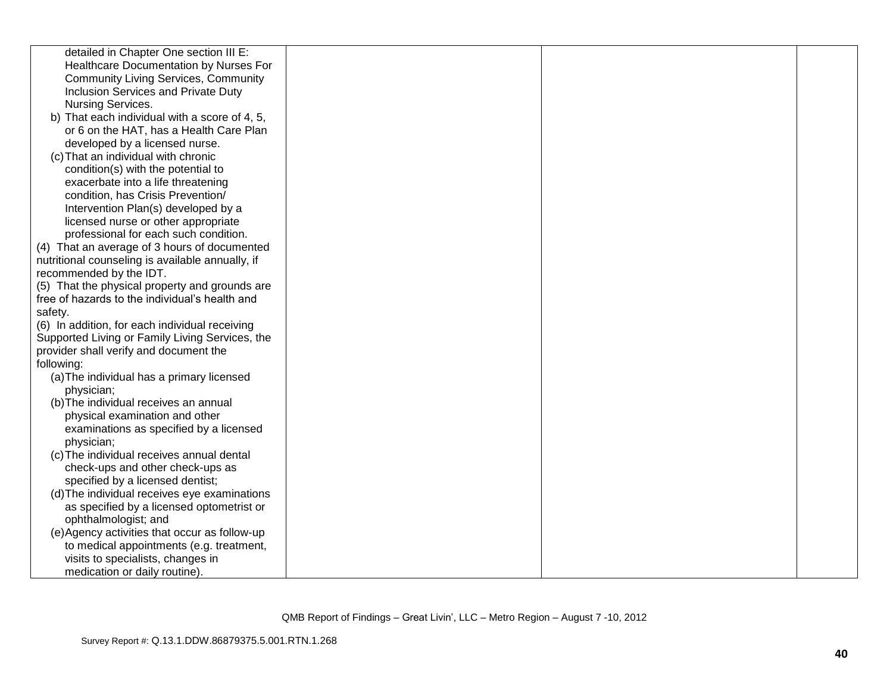| | | | |
|---|---|---|---|
| detailed in Chapter One section III E: Healthcare Documentation by Nurses For Community Living Services, Community Inclusion Services and Private Duty Nursing Services.<br>b) That each individual with a score of 4, 5, or 6 on the HAT, has a Health Care Plan developed by a licensed nurse.<br>(c) That an individual with chronic condition(s) with the potential to exacerbate into a life threatening condition, has Crisis Prevention/ Intervention Plan(s) developed by a licensed nurse or other appropriate professional for each such condition.<br>(4) That an average of 3 hours of documented nutritional counseling is available annually, if recommended by the IDT.<br>(5) That the physical property and grounds are free of hazards to the individual's health and safety.<br>(6) In addition, for each individual receiving Supported Living or Family Living Services, the provider shall verify and document the following:<br>(a) The individual has a primary licensed physician;<br>(b) The individual receives an annual physical examination and other examinations as specified by a licensed physician;<br>(c) The individual receives annual dental check-ups and other check-ups as specified by a licensed dentist;<br>(d) The individual receives eye examinations as specified by a licensed optometrist or ophthalmologist; and<br>(e) Agency activities that occur as follow-up to medical appointments (e.g. treatment, visits to specialists, changes in medication or daily routine). | | | |

QMB Report of Findings – Great Livin', LLC – Metro Region – August 7 -10, 2012

Survey Report #: Q.13.1.DDW.86879375.5.001.RTN.1.268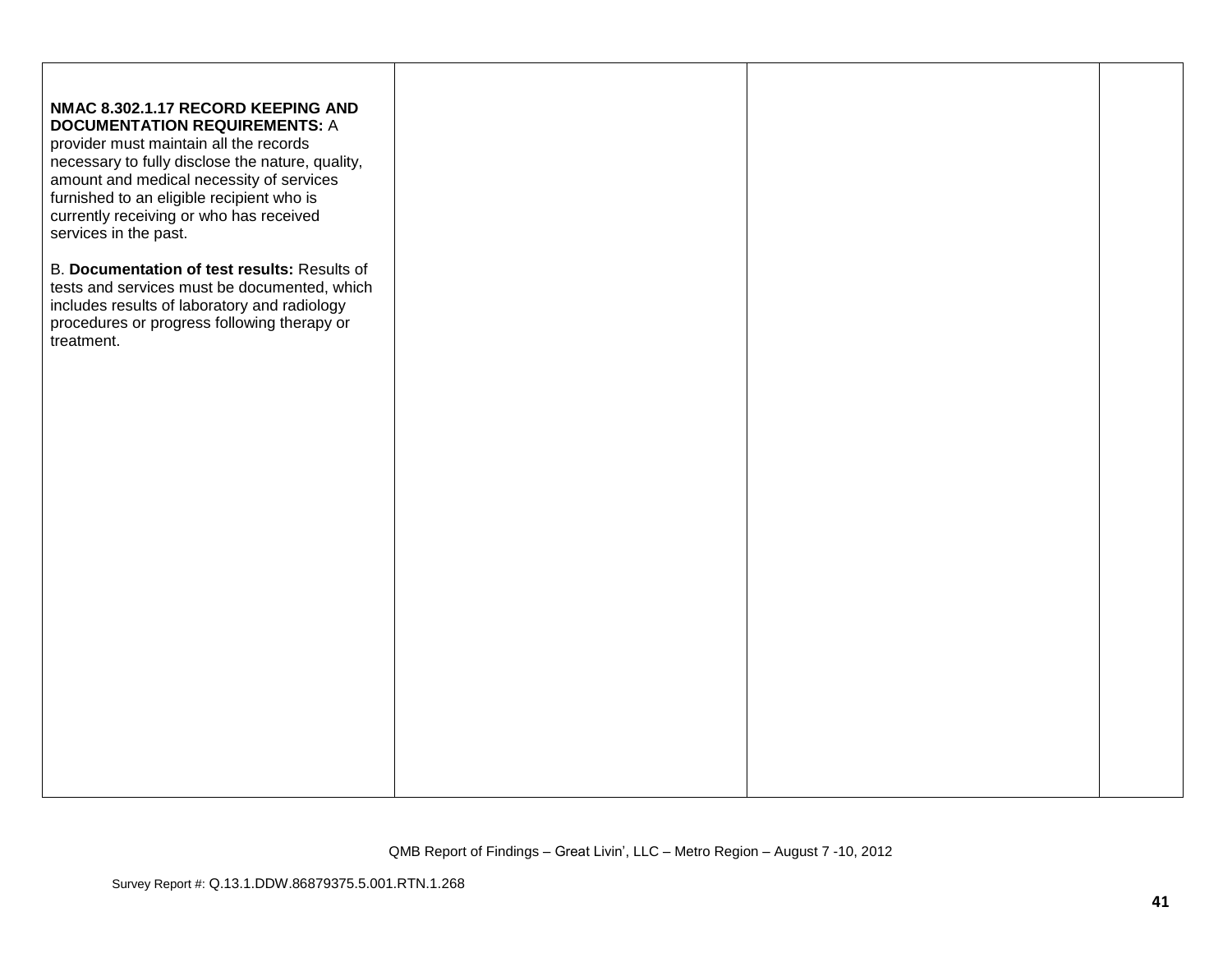| | | | |
|---|---|---|---|
| **NMAC 8.302.1.17 RECORD KEEPING AND DOCUMENTATION REQUIREMENTS:** A provider must maintain all the records necessary to fully disclose the nature, quality, amount and medical necessity of services furnished to an eligible recipient who is currently receiving or who has received services in the past.<br><br>B. **Documentation of test results:** Results of tests and services must be documented, which includes results of laboratory and radiology procedures or progress following therapy or treatment. | | | |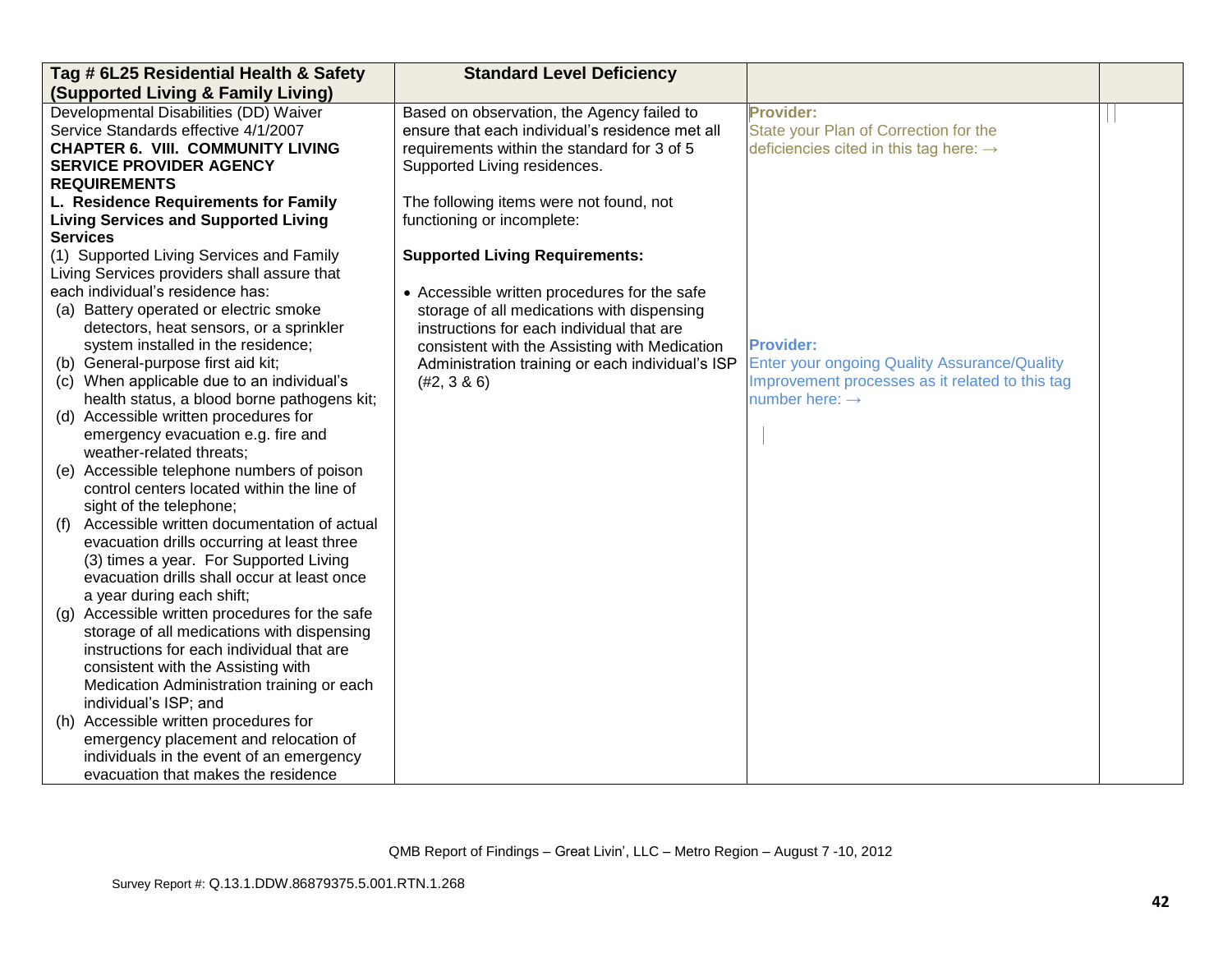| Tag # 6L25 Residential Health & Safety (Supported Living & Family Living) | Standard Level Deficiency | | |
|---|---|---|---|
| Developmental Disabilities (DD) Waiver Service Standards effective 4/1/2007<br>**CHAPTER 6. VIII. COMMUNITY LIVING SERVICE PROVIDER AGENCY REQUIREMENTS**<br>**L. Residence Requirements for Family Living Services and Supported Living Services**<br>(1) Supported Living Services and Family Living Services providers shall assure that each individual's residence has:<br>(a) Battery operated or electric smoke detectors, heat sensors, or a sprinkler system installed in the residence;<br>(b) General-purpose first aid kit;<br>(c) When applicable due to an individual's health status, a blood borne pathogens kit;<br>(d) Accessible written procedures for emergency evacuation e.g. fire and weather-related threats;<br>(e) Accessible telephone numbers of poison control centers located within the line of sight of the telephone;<br>(f) Accessible written documentation of actual evacuation drills occurring at least three (3) times a year. For Supported Living evacuation drills shall occur at least once a year during each shift;<br>(g) Accessible written procedures for the safe storage of all medications with dispensing instructions for each individual that are consistent with the Assisting with Medication Administration training or each individual's ISP; and<br>(h) Accessible written procedures for emergency placement and relocation of individuals in the event of an emergency evacuation that makes the residence | Based on observation, the Agency failed to ensure that each individual's residence met all requirements within the standard for 3 of 5 Supported Living residences.<br><br>The following items were not found, not functioning or incomplete:<br><br>**Supported Living Requirements:**<br><br>• Accessible written procedures for the safe storage of all medications with dispensing instructions for each individual that are consistent with the Assisting with Medication Administration training or each individual's ISP (#2, 3 & 6) | **Provider:**<br>State your Plan of Correction for the deficiencies cited in this tag here: →<br><br>**Provider:**<br>Enter your ongoing Quality Assurance/Quality Improvement processes as it related to this tag number here: → | |

QMB Report of Findings – Great Livin', LLC – Metro Region – August 7 -10, 2012

Survey Report #: Q.13.1.DDW.86879375.5.001.RTN.1.268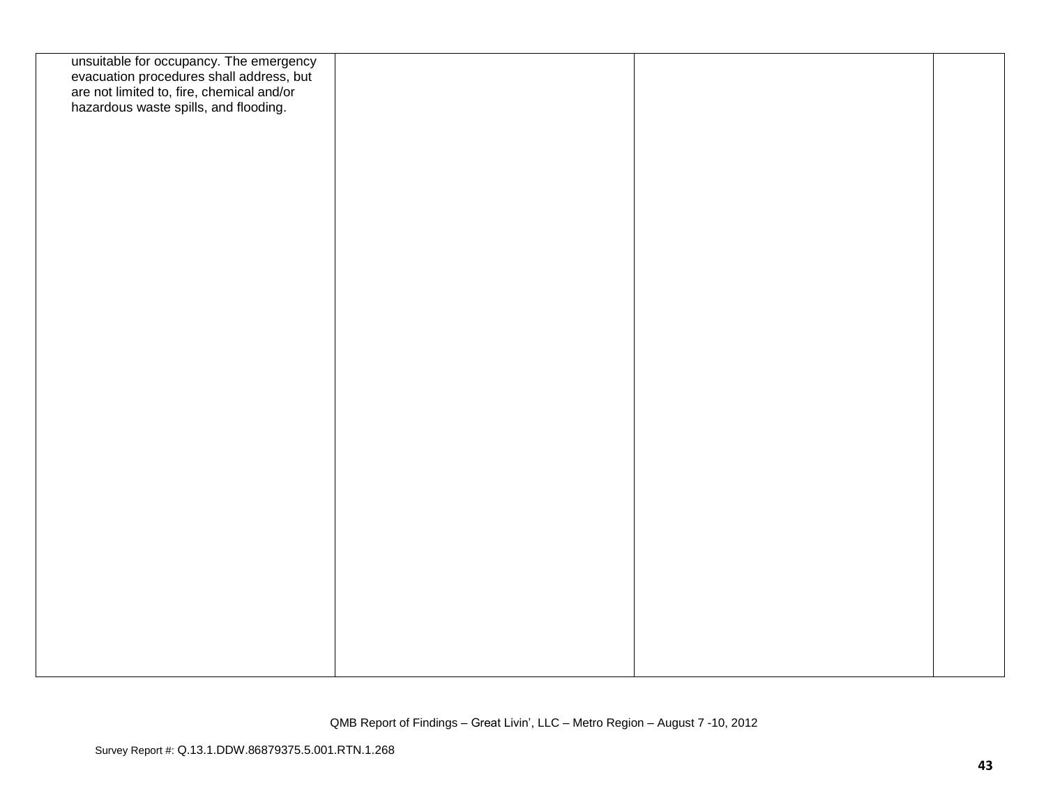| | | | |
|---|---|---|---|
| unsuitable for occupancy. The emergency evacuation procedures shall address, but are not limited to, fire, chemical and/or hazardous waste spills, and flooding. | | | |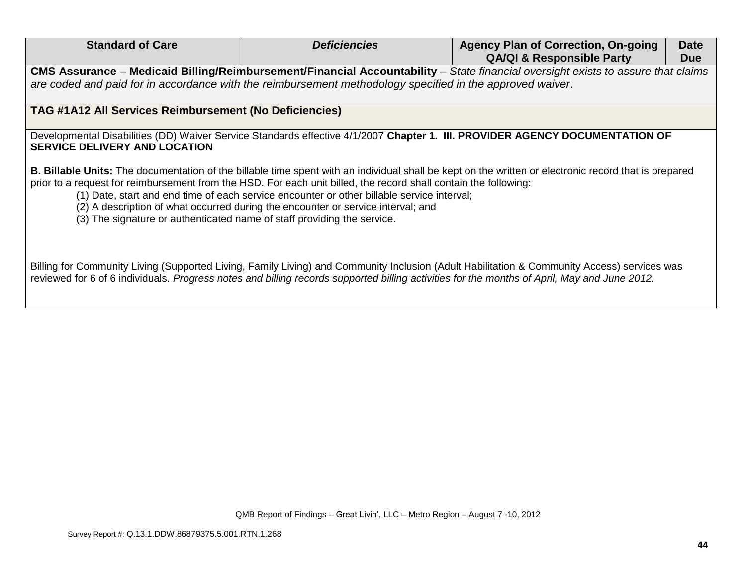| Standard of Care | *Deficiencies* | Agency Plan of Correction, On-going QA/QI & Responsible Party | Date Due |
|---|---|---|---|
| **CMS Assurance – Medicaid Billing/Reimbursement/Financial Accountability –** *State financial oversight exists to assure that claims are coded and paid for in accordance with the reimbursement methodology specified in the approved waiver*. | | | |
| **TAG #1A12 All Services Reimbursement (No Deficiencies)** | | | |

Developmental Disabilities (DD) Waiver Service Standards effective 4/1/2007 **Chapter 1. III. PROVIDER AGENCY DOCUMENTATION OF SERVICE DELIVERY AND LOCATION**

**B. Billable Units:** The documentation of the billable time spent with an individual shall be kept on the written or electronic record that is prepared prior to a request for reimbursement from the HSD. For each unit billed, the record shall contain the following:

(1) Date, start and end time of each service encounter or other billable service interval;
(2) A description of what occurred during the encounter or service interval; and
(3) The signature or authenticated name of staff providing the service.

Billing for Community Living (Supported Living, Family Living) and Community Inclusion (Adult Habilitation & Community Access) services was reviewed for 6 of 6 individuals. *Progress notes and billing records supported billing activities for the months of April, May and June 2012.*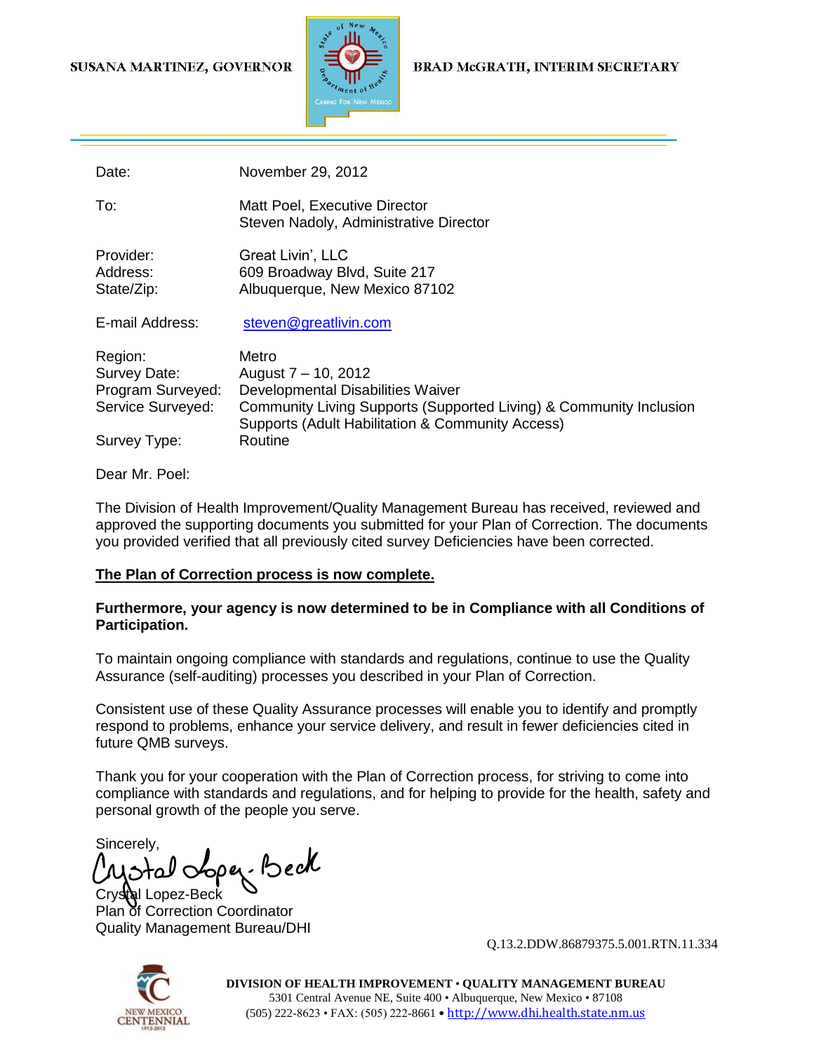SUSANA MARTINEZ, GOVERNOR

BRAD McGRATH, INTERIM SECRETARY

| | |
|---|---|
| Date: | November 29, 2012 |
| To: | Matt Poel, Executive Director<br>Steven Nadoly, Administrative Director |
| Provider: | Great Livin', LLC |
| Address: | 609 Broadway Blvd, Suite 217 |
| State/Zip: | Albuquerque, New Mexico 87102 |
| E-mail Address: | steven@greatlivin.com |
| Region: | Metro |
| Survey Date: | August 7 – 10, 2012 |
| Program Surveyed: | Developmental Disabilities Waiver |
| Service Surveyed: | Community Living Supports (Supported Living) & Community Inclusion Supports (Adult Habilitation & Community Access) |
| Survey Type: | Routine |

Dear Mr. Poel:

The Division of Health Improvement/Quality Management Bureau has received, reviewed and approved the supporting documents you submitted for your Plan of Correction. The documents you provided verified that all previously cited survey Deficiencies have been corrected.

**The Plan of Correction process is now complete.**

**Furthermore, your agency is now determined to be in Compliance with all Conditions of Participation.**

To maintain ongoing compliance with standards and regulations, continue to use the Quality Assurance (self-auditing) processes you described in your Plan of Correction.

Consistent use of these Quality Assurance processes will enable you to identify and promptly respond to problems, enhance your service delivery, and result in fewer deficiencies cited in future QMB surveys.

Thank you for your cooperation with the Plan of Correction process, for striving to come into compliance with standards and regulations, and for helping to provide for the health, safety and personal growth of the people you serve.

Sincerely,

Crystal Lopez-Beck
Plan of Correction Coordinator
Quality Management Bureau/DHI

Q.13.2.DDW.86879375.5.001.RTN.11.334

**DIVISION OF HEALTH IMPROVEMENT • QUALITY MANAGEMENT BUREAU**
5301 Central Avenue NE, Suite 400 • Albuquerque, New Mexico • 87108
(505) 222-8623 • FAX: (505) 222-8661 • http://www.dhi.health.state.nm.us